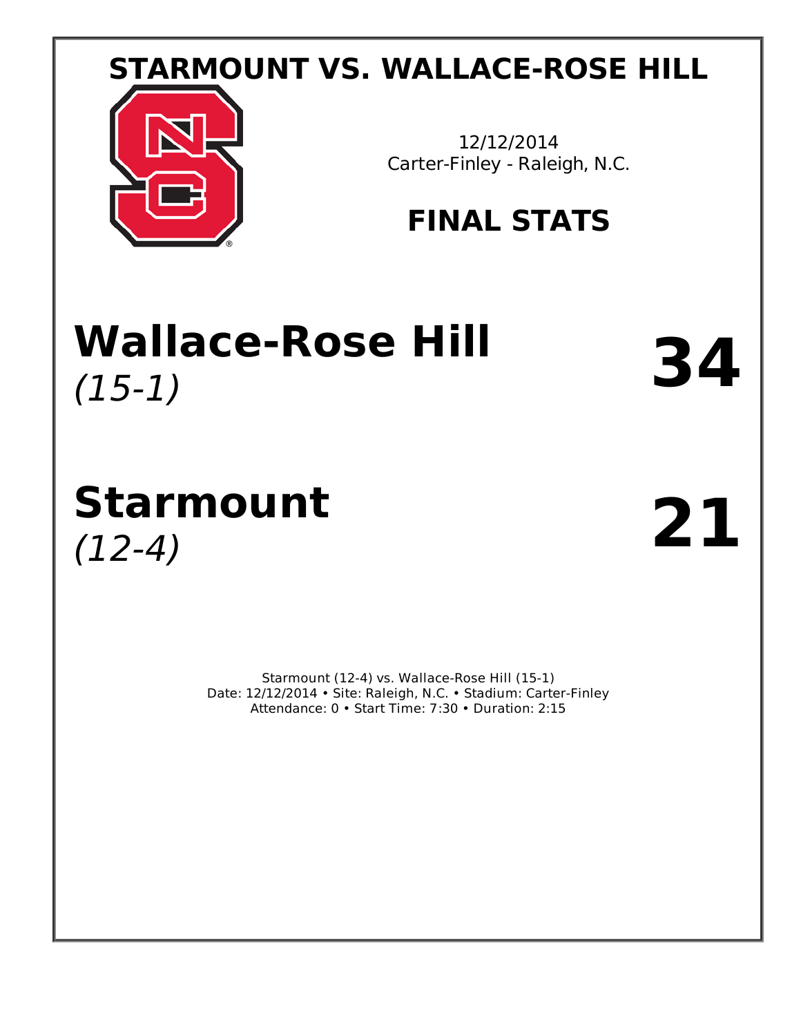# STARMOUNT VS. WALLACE-ROSE HILL

12/12/2014
Carter-Finley - Raleigh, N.C.

## FINAL STATS

## Wallace-Rose Hill
*(15-1)*

# 34

## Starmount
*(12-4)*

# 21

Starmount (12-4) vs. Wallace-Rose Hill (15-1)
Date: 12/12/2014 • Site: Raleigh, N.C. • Stadium: Carter-Finley
Attendance: 0 • Start Time: 7:30 • Duration: 2:15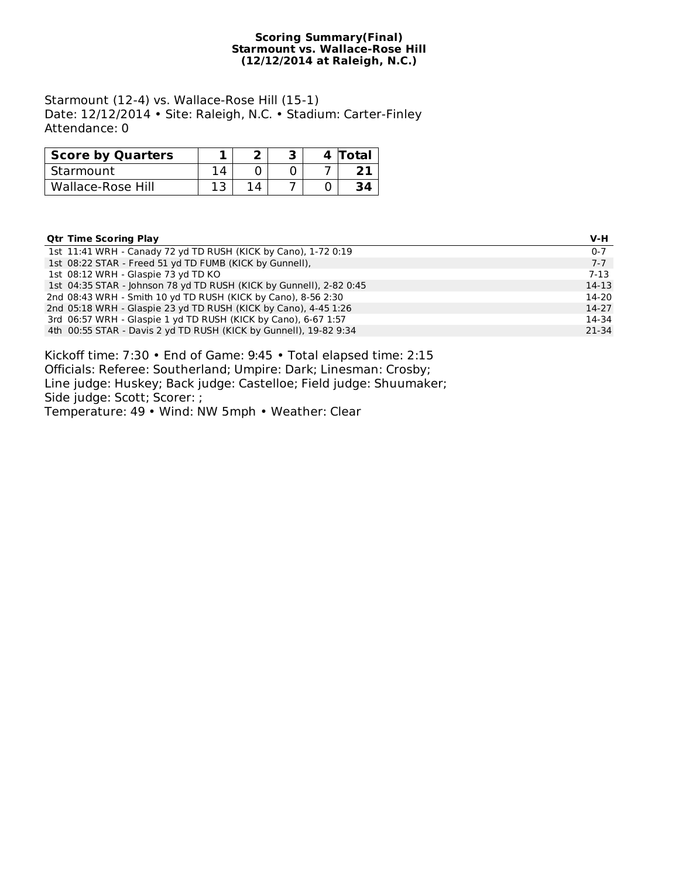**Scoring Summary(Final)**
**Starmount vs. Wallace-Rose Hill**
**(12/12/2014 at Raleigh, N.C.)**

Starmount (12-4) vs. Wallace-Rose Hill (15-1)
Date: 12/12/2014 • Site: Raleigh, N.C. • Stadium: Carter-Finley
Attendance: 0

| Score by Quarters | 1 | 2 | 3 | 4 | Total |
|---|---|---|---|---|---|
| Starmount | 14 | 0 | 0 | 7 | **21** |
| Wallace-Rose Hill | 13 | 14 | 7 | 0 | **34** |

| Qtr | Time | Scoring Play | V-H |
|---|---|---|---|
| 1st | 11:41 | WRH - Canady 72 yd TD RUSH (KICK by Cano), 1-72 0:19 | 0-7 |
| 1st | 08:22 | STAR - Freed 51 yd TD FUMB (KICK by Gunnell), | 7-7 |
| 1st | 08:12 | WRH - Glaspie 73 yd TD KO | 7-13 |
| 1st | 04:35 | STAR - Johnson 78 yd TD RUSH (KICK by Gunnell), 2-82 0:45 | 14-13 |
| 2nd | 08:43 | WRH - Smith 10 yd TD RUSH (KICK by Cano), 8-56 2:30 | 14-20 |
| 2nd | 05:18 | WRH - Glaspie 23 yd TD RUSH (KICK by Cano), 4-45 1:26 | 14-27 |
| 3rd | 06:57 | WRH - Glaspie 1 yd TD RUSH (KICK by Cano), 6-67 1:57 | 14-34 |
| 4th | 00:55 | STAR - Davis 2 yd TD RUSH (KICK by Gunnell), 19-82 9:34 | 21-34 |

Kickoff time: 7:30 • End of Game: 9:45 • Total elapsed time: 2:15
Officials: Referee: Southerland; Umpire: Dark; Linesman: Crosby;
Line judge: Huskey; Back judge: Castelloe; Field judge: Shuumaker;
Side judge: Scott; Scorer: ;
Temperature: 49 • Wind: NW 5mph • Weather: Clear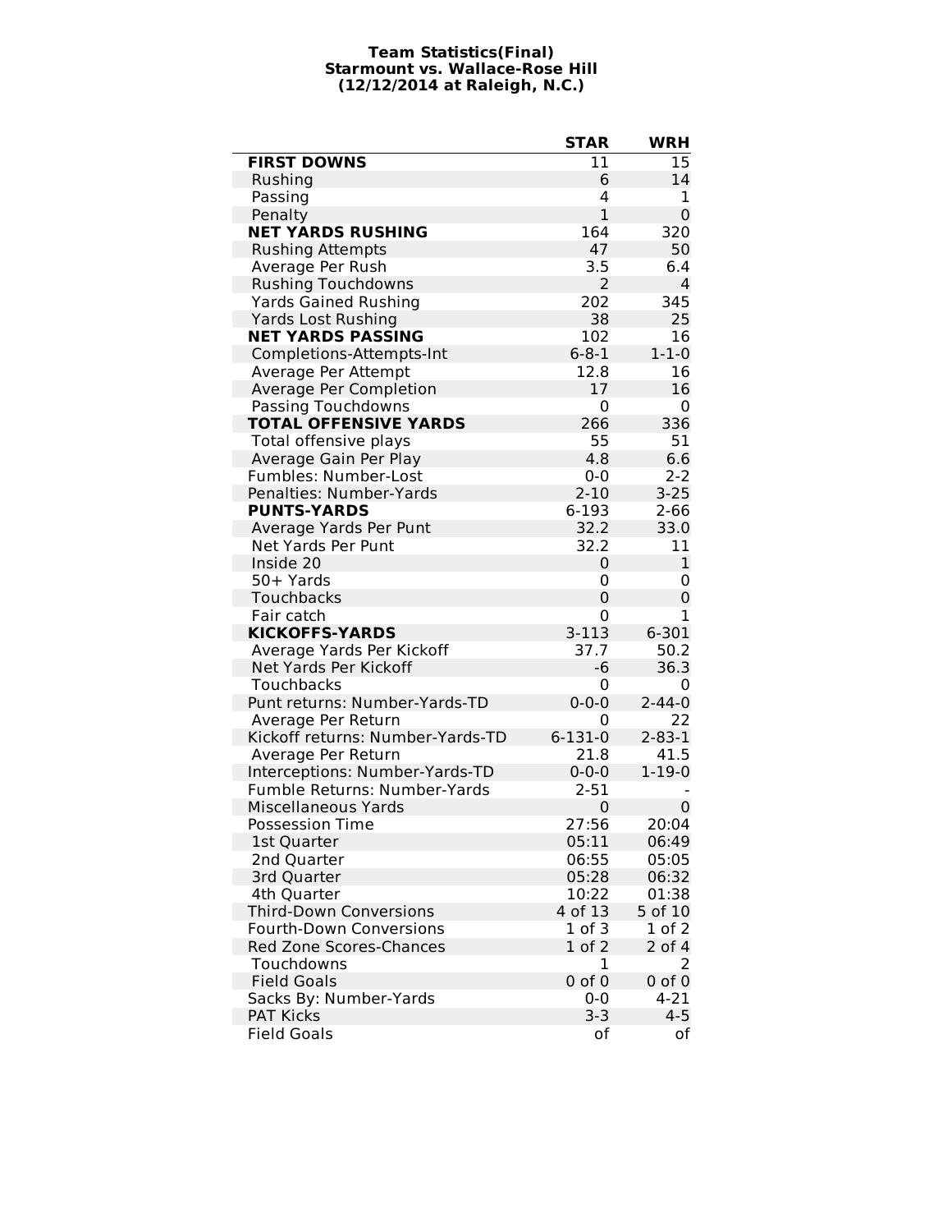**Team Statistics(Final)**
**Starmount vs. Wallace-Rose Hill**
**(12/12/2014 at Raleigh, N.C.)**

| | STAR | WRH |
|---|---|---|
| **FIRST DOWNS** | 11 | 15 |
| Rushing | 6 | 14 |
| Passing | 4 | 1 |
| Penalty | 1 | 0 |
| **NET YARDS RUSHING** | 164 | 320 |
| Rushing Attempts | 47 | 50 |
| Average Per Rush | 3.5 | 6.4 |
| Rushing Touchdowns | 2 | 4 |
| Yards Gained Rushing | 202 | 345 |
| Yards Lost Rushing | 38 | 25 |
| **NET YARDS PASSING** | 102 | 16 |
| Completions-Attempts-Int | 6-8-1 | 1-1-0 |
| Average Per Attempt | 12.8 | 16 |
| Average Per Completion | 17 | 16 |
| Passing Touchdowns | 0 | 0 |
| **TOTAL OFFENSIVE YARDS** | 266 | 336 |
| Total offensive plays | 55 | 51 |
| Average Gain Per Play | 4.8 | 6.6 |
| Fumbles: Number-Lost | 0-0 | 2-2 |
| Penalties: Number-Yards | 2-10 | 3-25 |
| **PUNTS-YARDS** | 6-193 | 2-66 |
| Average Yards Per Punt | 32.2 | 33.0 |
| Net Yards Per Punt | 32.2 | 11 |
| Inside 20 | 0 | 1 |
| 50+ Yards | 0 | 0 |
| Touchbacks | 0 | 0 |
| Fair catch | 0 | 1 |
| **KICKOFFS-YARDS** | 3-113 | 6-301 |
| Average Yards Per Kickoff | 37.7 | 50.2 |
| Net Yards Per Kickoff | -6 | 36.3 |
| Touchbacks | 0 | 0 |
| Punt returns: Number-Yards-TD | 0-0-0 | 2-44-0 |
| Average Per Return | 0 | 22 |
| Kickoff returns: Number-Yards-TD | 6-131-0 | 2-83-1 |
| Average Per Return | 21.8 | 41.5 |
| Interceptions: Number-Yards-TD | 0-0-0 | 1-19-0 |
| Fumble Returns: Number-Yards | 2-51 | - |
| Miscellaneous Yards | 0 | 0 |
| Possession Time | 27:56 | 20:04 |
| 1st Quarter | 05:11 | 06:49 |
| 2nd Quarter | 06:55 | 05:05 |
| 3rd Quarter | 05:28 | 06:32 |
| 4th Quarter | 10:22 | 01:38 |
| Third-Down Conversions | 4 of 13 | 5 of 10 |
| Fourth-Down Conversions | 1 of 3 | 1 of 2 |
| Red Zone Scores-Chances | 1 of 2 | 2 of 4 |
| Touchdowns | 1 | 2 |
| Field Goals | 0 of 0 | 0 of 0 |
| Sacks By: Number-Yards | 0-0 | 4-21 |
| PAT Kicks | 3-3 | 4-5 |
| Field Goals | of | of |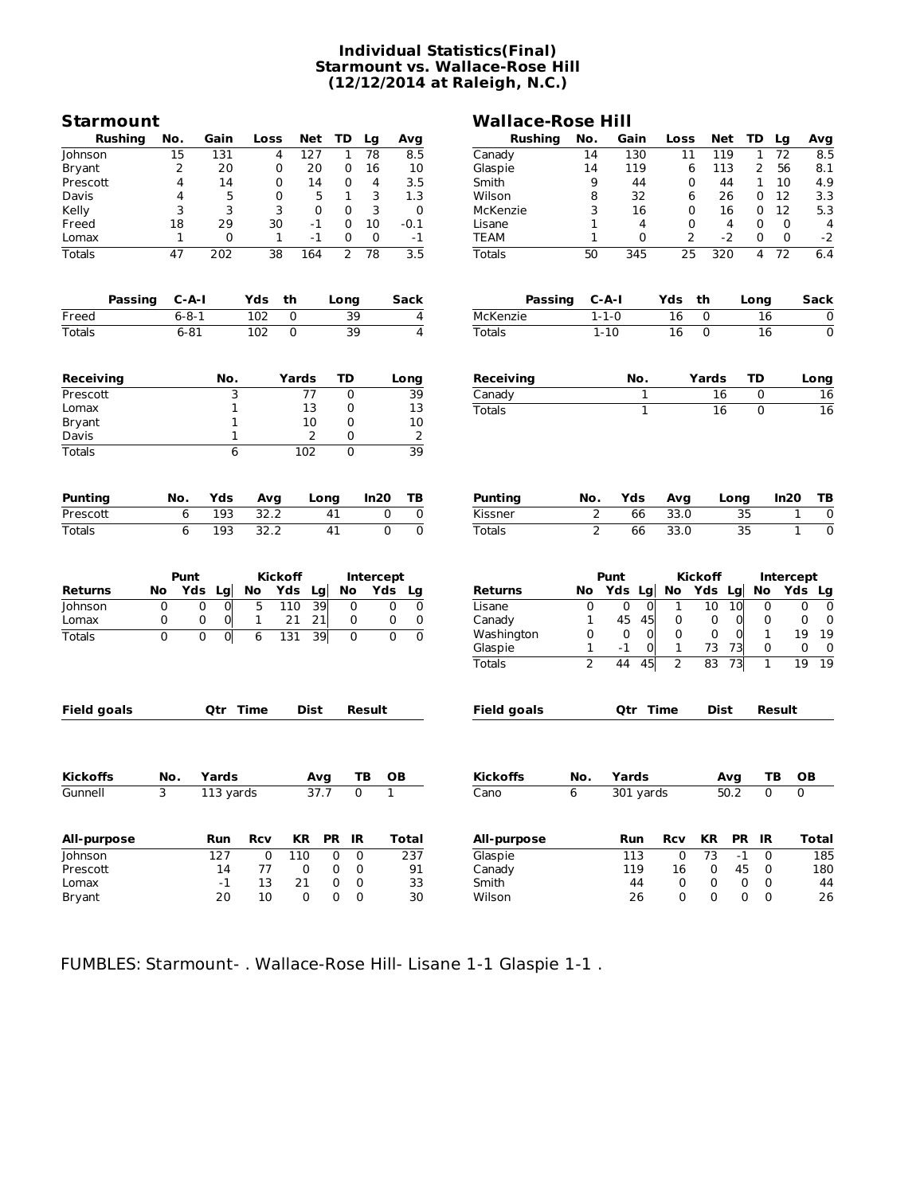# Individual Statistics(Final)
## Starmount vs. Wallace-Rose Hill
## (12/12/2014 at Raleigh, N.C.)

## Starmount

| Rushing | No. | Gain | Loss | Net | TD | Lg | Avg |
|---|---|---|---|---|---|---|---|
| Johnson | 15 | 131 | 4 | 127 | 1 | 78 | 8.5 |
| Bryant | 2 | 20 | 0 | 20 | 0 | 16 | 10 |
| Prescott | 4 | 14 | 0 | 14 | 0 | 4 | 3.5 |
| Davis | 4 | 5 | 0 | 5 | 1 | 3 | 1.3 |
| Kelly | 3 | 3 | 3 | 0 | 0 | 3 | 0 |
| Freed | 18 | 29 | 30 | -1 | 0 | 10 | -0.1 |
| Lomax | 1 | 0 | 1 | -1 | 0 | 0 | -1 |
| Totals | 47 | 202 | 38 | 164 | 2 | 78 | 3.5 |

| Passing | C-A-I | Yds | th | Long | Sack |
|---|---|---|---|---|---|
| Freed | 6-8-1 | 102 | 0 | 39 | 4 |
| Totals | 6-81 | 102 | 0 | 39 | 4 |

| Receiving | No. | Yards | TD | Long |
|---|---|---|---|---|
| Prescott | 3 | 77 | 0 | 39 |
| Lomax | 1 | 13 | 0 | 13 |
| Bryant | 1 | 10 | 0 | 10 |
| Davis | 1 | 2 | 0 | 2 |
| Totals | 6 | 102 | 0 | 39 |

| Punting | No. | Yds | Avg | Long | In20 | TB |
|---|---|---|---|---|---|---|
| Prescott | 6 | 193 | 32.2 | 41 | 0 | 0 |
| Totals | 6 | 193 | 32.2 | 41 | 0 | 0 |

| | Punt | | | Kickoff | | | Intercept | | |
|---|---|---|---|---|---|---|---|---|---|
| Returns | No | Yds | Lg | No | Yds | Lg | No | Yds | Lg |
| Johnson | 0 | 0 | 0 | 5 | 110 | 39 | 0 | 0 | 0 |
| Lomax | 0 | 0 | 0 | 1 | 21 | 21 | 0 | 0 | 0 |
| Totals | 0 | 0 | 0 | 6 | 131 | 39 | 0 | 0 | 0 |

| Field goals | Qtr | Time | Dist | Result |
|---|---|---|---|---|

| Kickoffs | No. | Yards | Avg | TB | OB |
|---|---|---|---|---|---|
| Gunnell | 3 | 113 yards | 37.7 | 0 | 1 |

| All-purpose | Run | Rcv | KR | PR | IR | Total |
|---|---|---|---|---|---|---|
| Johnson | 127 | 0 | 110 | 0 | 0 | 237 |
| Prescott | 14 | 77 | 0 | 0 | 0 | 91 |
| Lomax | -1 | 13 | 21 | 0 | 0 | 33 |
| Bryant | 20 | 10 | 0 | 0 | 0 | 30 |

## Wallace-Rose Hill

| Rushing | No. | Gain | Loss | Net | TD | Lg | Avg |
|---|---|---|---|---|---|---|---|
| Canady | 14 | 130 | 11 | 119 | 1 | 72 | 8.5 |
| Glaspie | 14 | 119 | 6 | 113 | 2 | 56 | 8.1 |
| Smith | 9 | 44 | 0 | 44 | 1 | 10 | 4.9 |
| Wilson | 8 | 32 | 6 | 26 | 0 | 12 | 3.3 |
| McKenzie | 3 | 16 | 0 | 16 | 0 | 12 | 5.3 |
| Lisane | 1 | 4 | 0 | 4 | 0 | 0 | 4 |
| TEAM | 1 | 0 | 2 | -2 | 0 | 0 | -2 |
| Totals | 50 | 345 | 25 | 320 | 4 | 72 | 6.4 |

| Passing | C-A-I | Yds | th | Long | Sack |
|---|---|---|---|---|---|
| McKenzie | 1-1-0 | 16 | 0 | 16 | 0 |
| Totals | 1-10 | 16 | 0 | 16 | 0 |

| Receiving | No. | Yards | TD | Long |
|---|---|---|---|---|
| Canady | 1 | 16 | 0 | 16 |
| Totals | 1 | 16 | 0 | 16 |

| Punting | No. | Yds | Avg | Long | In20 | TB |
|---|---|---|---|---|---|---|
| Kissner | 2 | 66 | 33.0 | 35 | 1 | 0 |
| Totals | 2 | 66 | 33.0 | 35 | 1 | 0 |

| | Punt | | | Kickoff | | | Intercept | | |
|---|---|---|---|---|---|---|---|---|---|
| Returns | No | Yds | Lg | No | Yds | Lg | No | Yds | Lg |
| Lisane | 0 | 0 | 0 | 1 | 10 | 10 | 0 | 0 | 0 |
| Canady | 1 | 45 | 45 | 0 | 0 | 0 | 0 | 0 | 0 |
| Washington | 0 | 0 | 0 | 0 | 0 | 0 | 1 | 19 | 19 |
| Glaspie | 1 | -1 | 0 | 1 | 73 | 73 | 0 | 0 | 0 |
| Totals | 2 | 44 | 45 | 2 | 83 | 73 | 1 | 19 | 19 |

| Field goals | Qtr | Time | Dist | Result |
|---|---|---|---|---|

| Kickoffs | No. | Yards | Avg | TB | OB |
|---|---|---|---|---|---|
| Cano | 6 | 301 yards | 50.2 | 0 | 0 |

| All-purpose | Run | Rcv | KR | PR | IR | Total |
|---|---|---|---|---|---|---|
| Glaspie | 113 | 0 | 73 | -1 | 0 | 185 |
| Canady | 119 | 16 | 0 | 45 | 0 | 180 |
| Smith | 44 | 0 | 0 | 0 | 0 | 44 |
| Wilson | 26 | 0 | 0 | 0 | 0 | 26 |

FUMBLES: Starmount- . Wallace-Rose Hill- Lisane 1-1 Glaspie 1-1 .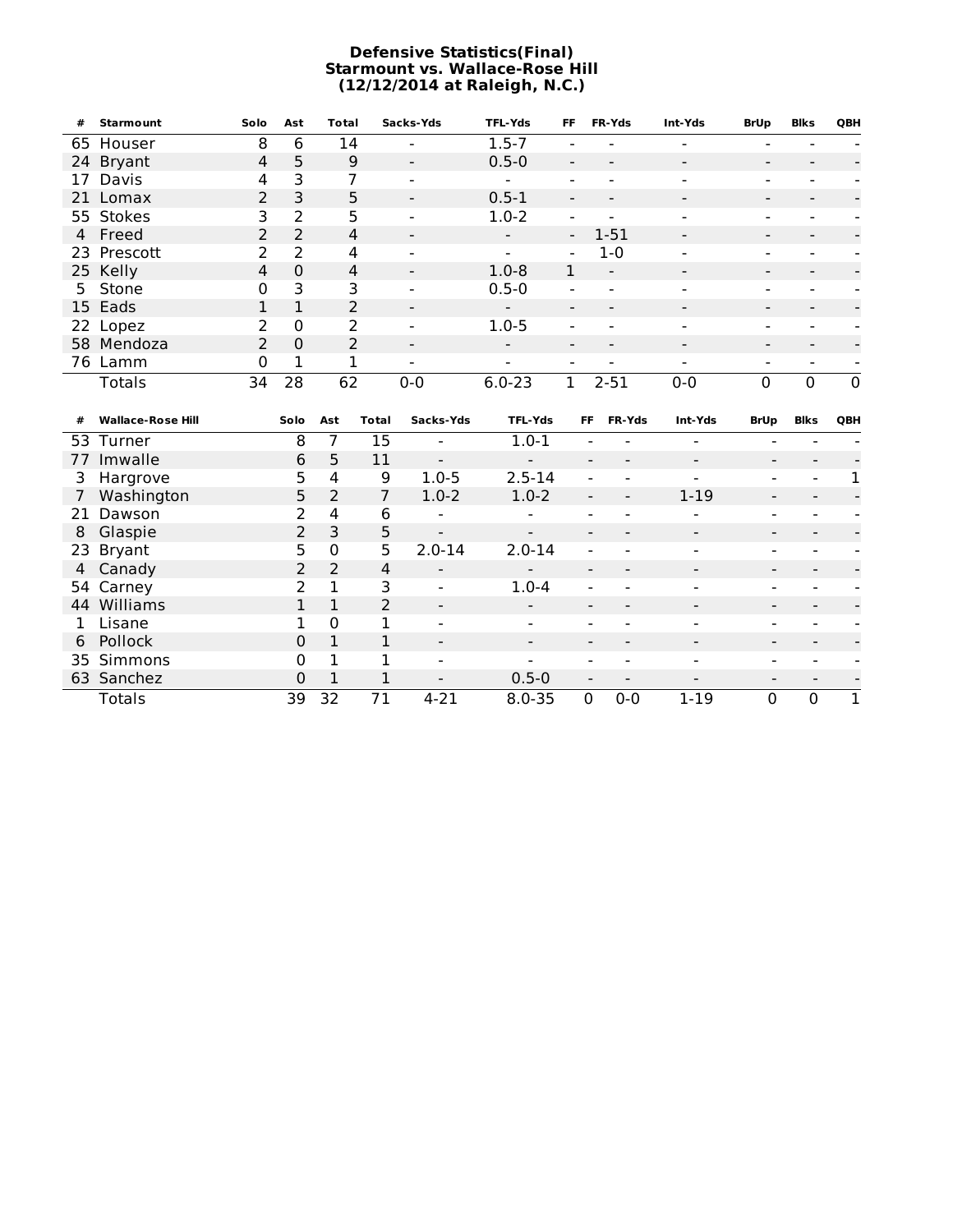**Defensive Statistics(Final)**
**Starmount vs. Wallace-Rose Hill**
**(12/12/2014 at Raleigh, N.C.)**

| # | Starmount | Solo | Ast | Total | Sacks-Yds | TFL-Yds | FF | FR-Yds | Int-Yds | BrUp | Blks | QBH |
|---|---|---|---|---|---|---|---|---|---|---|---|---|
| 65 | Houser | 8 | 6 | 14 | - | 1.5-7 | - | - | - | - | - | - |
| 24 | Bryant | 4 | 5 | 9 | - | 0.5-0 | - | - | - | - | - | - |
| 17 | Davis | 4 | 3 | 7 | - | - | - | - | - | - | - | - |
| 21 | Lomax | 2 | 3 | 5 | - | 0.5-1 | - | - | - | - | - | - |
| 55 | Stokes | 3 | 2 | 5 | - | 1.0-2 | - | - | - | - | - | - |
| 4 | Freed | 2 | 2 | 4 | - | - | - | 1-51 | - | - | - | - |
| 23 | Prescott | 2 | 2 | 4 | - | - | - | 1-0 | - | - | - | - |
| 25 | Kelly | 4 | 0 | 4 | - | 1.0-8 | 1 | - | - | - | - | - |
| 5 | Stone | 0 | 3 | 3 | - | 0.5-0 | - | - | - | - | - | - |
| 15 | Eads | 1 | 1 | 2 | - | - | - | - | - | - | - | - |
| 22 | Lopez | 2 | 0 | 2 | - | 1.0-5 | - | - | - | - | - | - |
| 58 | Mendoza | 2 | 0 | 2 | - | - | - | - | - | - | - | - |
| 76 | Lamm | 0 | 1 | 1 | - | - | - | - | - | - | - | - |
| | Totals | 34 | 28 | 62 | 0-0 | 6.0-23 | 1 | 2-51 | 0-0 | 0 | 0 | 0 |

| # | Wallace-Rose Hill | Solo | Ast | Total | Sacks-Yds | TFL-Yds | FF | FR-Yds | Int-Yds | BrUp | Blks | QBH |
|---|---|---|---|---|---|---|---|---|---|---|---|---|
| 53 | Turner | 8 | 7 | 15 | - | 1.0-1 | - | - | - | - | - | - |
| 77 | Imwalle | 6 | 5 | 11 | - | - | - | - | - | - | - | - |
| 3 | Hargrove | 5 | 4 | 9 | 1.0-5 | 2.5-14 | - | - | - | - | - | 1 |
| 7 | Washington | 5 | 2 | 7 | 1.0-2 | 1.0-2 | - | - | 1-19 | - | - | - |
| 21 | Dawson | 2 | 4 | 6 | - | - | - | - | - | - | - | - |
| 8 | Glaspie | 2 | 3 | 5 | - | - | - | - | - | - | - | - |
| 23 | Bryant | 5 | 0 | 5 | 2.0-14 | 2.0-14 | - | - | - | - | - | - |
| 4 | Canady | 2 | 2 | 4 | - | - | - | - | - | - | - | - |
| 54 | Carney | 2 | 1 | 3 | - | 1.0-4 | - | - | - | - | - | - |
| 44 | Williams | 1 | 1 | 2 | - | - | - | - | - | - | - | - |
| 1 | Lisane | 1 | 0 | 1 | - | - | - | - | - | - | - | - |
| 6 | Pollock | 0 | 1 | 1 | - | - | - | - | - | - | - | - |
| 35 | Simmons | 0 | 1 | 1 | - | - | - | - | - | - | - | - |
| 63 | Sanchez | 0 | 1 | 1 | - | 0.5-0 | - | - | - | - | - | - |
| | Totals | 39 | 32 | 71 | 4-21 | 8.0-35 | 0 | 0-0 | 1-19 | 0 | 0 | 1 |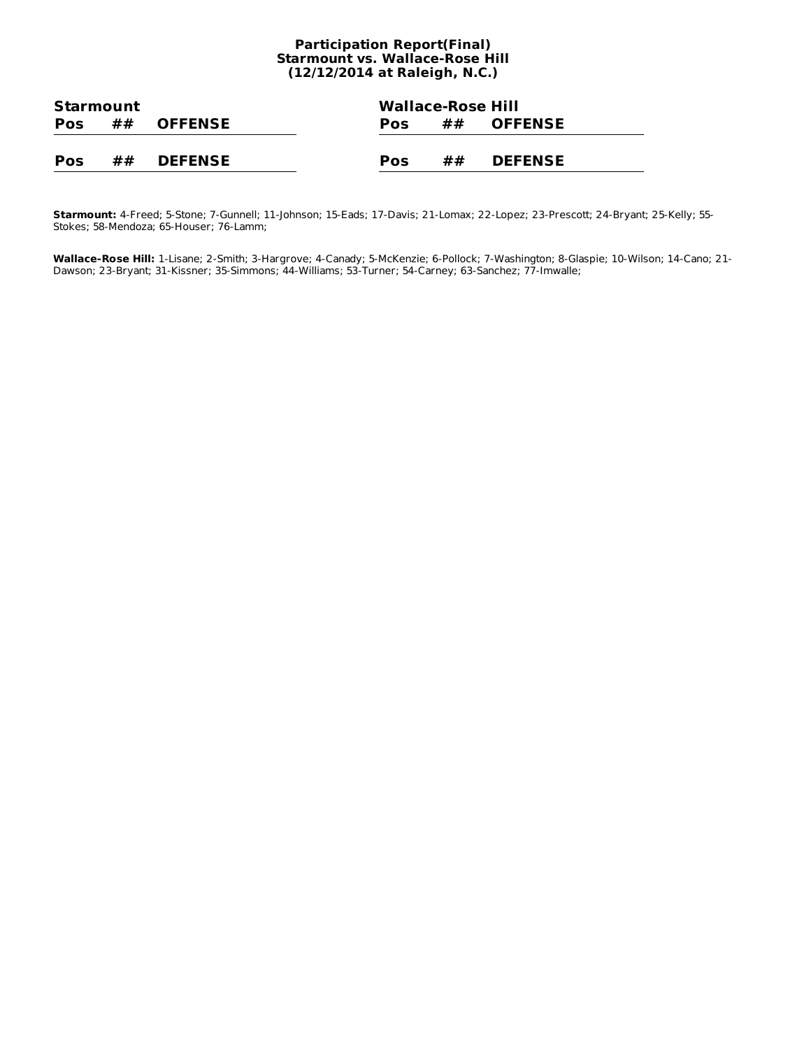**Participation Report(Final)**
**Starmount vs. Wallace-Rose Hill**
**(12/12/2014 at Raleigh, N.C.)**

**Starmount**

| Pos | ## | OFFENSE |
|---|---|---|

| Pos | ## | DEFENSE |
|---|---|---|

**Wallace-Rose Hill**

| Pos | ## | OFFENSE |
|---|---|---|

| Pos | ## | DEFENSE |
|---|---|---|

**Starmount:** 4-Freed; 5-Stone; 7-Gunnell; 11-Johnson; 15-Eads; 17-Davis; 21-Lomax; 22-Lopez; 23-Prescott; 24-Bryant; 25-Kelly; 55-Stokes; 58-Mendoza; 65-Houser; 76-Lamm;

**Wallace-Rose Hill:** 1-Lisane; 2-Smith; 3-Hargrove; 4-Canady; 5-McKenzie; 6-Pollock; 7-Washington; 8-Glaspie; 10-Wilson; 14-Cano; 21-Dawson; 23-Bryant; 31-Kissner; 35-Simmons; 44-Williams; 53-Turner; 54-Carney; 63-Sanchez; 77-Imwalle;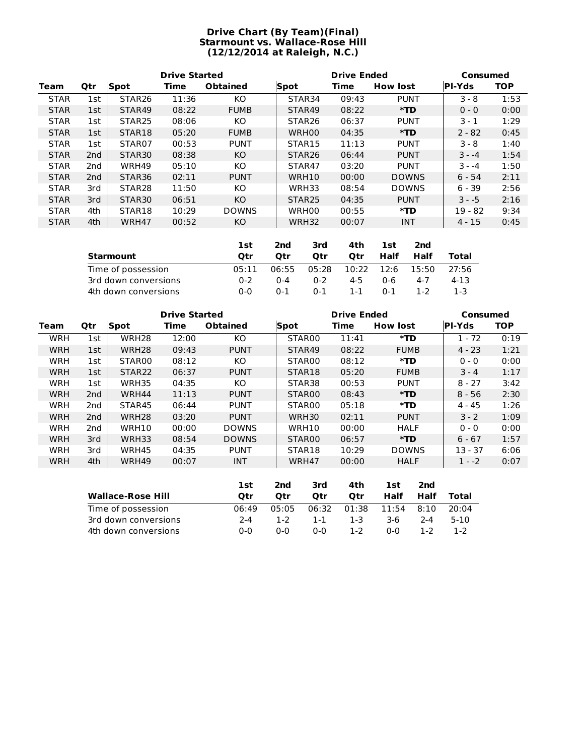# Drive Chart (By Team)(Final)
## Starmount vs. Wallace-Rose Hill
### (12/12/2014 at Raleigh, N.C.)

| | | Drive Started | | | Drive Ended | | | Consumed | |
|---|---|---|---|---|---|---|---|---|---|
| **Team** | **Qtr** | **Spot** | **Time** | **Obtained** | **Spot** | **Time** | **How lost** | **Pl-Yds** | **TOP** |
| STAR | 1st | STAR26 | 11:36 | KO | STAR34 | 09:43 | PUNT | 3 - 8 | 1:53 |
| STAR | 1st | STAR49 | 08:22 | FUMB | STAR49 | 08:22 | *TD | 0 - 0 | 0:00 |
| STAR | 1st | STAR25 | 08:06 | KO | STAR26 | 06:37 | PUNT | 3 - 1 | 1:29 |
| STAR | 1st | STAR18 | 05:20 | FUMB | WRH00 | 04:35 | *TD | 2 - 82 | 0:45 |
| STAR | 1st | STAR07 | 00:53 | PUNT | STAR15 | 11:13 | PUNT | 3 - 8 | 1:40 |
| STAR | 2nd | STAR30 | 08:38 | KO | STAR26 | 06:44 | PUNT | 3 - -4 | 1:54 |
| STAR | 2nd | WRH49 | 05:10 | KO | STAR47 | 03:20 | PUNT | 3 - -4 | 1:50 |
| STAR | 2nd | STAR36 | 02:11 | PUNT | WRH10 | 00:00 | DOWNS | 6 - 54 | 2:11 |
| STAR | 3rd | STAR28 | 11:50 | KO | WRH33 | 08:54 | DOWNS | 6 - 39 | 2:56 |
| STAR | 3rd | STAR30 | 06:51 | KO | STAR25 | 04:35 | PUNT | 3 - -5 | 2:16 |
| STAR | 4th | STAR18 | 10:29 | DOWNS | WRH00 | 00:55 | *TD | 19 - 82 | 9:34 |
| STAR | 4th | WRH47 | 00:52 | KO | WRH32 | 00:07 | INT | 4 - 15 | 0:45 |

| Starmount | 1st Qtr | 2nd Qtr | 3rd Qtr | 4th Qtr | 1st Half | 2nd Half | Total |
|---|---|---|---|---|---|---|---|
| Time of possession | 05:11 | 06:55 | 05:28 | 10:22 | 12:6 | 15:50 | 27:56 |
| 3rd down conversions | 0-2 | 0-4 | 0-2 | 4-5 | 0-6 | 4-7 | 4-13 |
| 4th down conversions | 0-0 | 0-1 | 0-1 | 1-1 | 0-1 | 1-2 | 1-3 |

| | | Drive Started | | | Drive Ended | | | Consumed | |
|---|---|---|---|---|---|---|---|---|---|
| **Team** | **Qtr** | **Spot** | **Time** | **Obtained** | **Spot** | **Time** | **How lost** | **Pl-Yds** | **TOP** |
| WRH | 1st | WRH28 | 12:00 | KO | STAR00 | 11:41 | *TD | 1 - 72 | 0:19 |
| WRH | 1st | WRH28 | 09:43 | PUNT | STAR49 | 08:22 | FUMB | 4 - 23 | 1:21 |
| WRH | 1st | STAR00 | 08:12 | KO | STAR00 | 08:12 | *TD | 0 - 0 | 0:00 |
| WRH | 1st | STAR22 | 06:37 | PUNT | STAR18 | 05:20 | FUMB | 3 - 4 | 1:17 |
| WRH | 1st | WRH35 | 04:35 | KO | STAR38 | 00:53 | PUNT | 8 - 27 | 3:42 |
| WRH | 2nd | WRH44 | 11:13 | PUNT | STAR00 | 08:43 | *TD | 8 - 56 | 2:30 |
| WRH | 2nd | STAR45 | 06:44 | PUNT | STAR00 | 05:18 | *TD | 4 - 45 | 1:26 |
| WRH | 2nd | WRH28 | 03:20 | PUNT | WRH30 | 02:11 | PUNT | 3 - 2 | 1:09 |
| WRH | 2nd | WRH10 | 00:00 | DOWNS | WRH10 | 00:00 | HALF | 0 - 0 | 0:00 |
| WRH | 3rd | WRH33 | 08:54 | DOWNS | STAR00 | 06:57 | *TD | 6 - 67 | 1:57 |
| WRH | 3rd | WRH45 | 04:35 | PUNT | STAR18 | 10:29 | DOWNS | 13 - 37 | 6:06 |
| WRH | 4th | WRH49 | 00:07 | INT | WRH47 | 00:00 | HALF | 1 - -2 | 0:07 |

| Wallace-Rose Hill | 1st Qtr | 2nd Qtr | 3rd Qtr | 4th Qtr | 1st Half | 2nd Half | Total |
|---|---|---|---|---|---|---|---|
| Time of possession | 06:49 | 05:05 | 06:32 | 01:38 | 11:54 | 8:10 | 20:04 |
| 3rd down conversions | 2-4 | 1-2 | 1-1 | 1-3 | 3-6 | 2-4 | 5-10 |
| 4th down conversions | 0-0 | 0-0 | 0-0 | 1-2 | 0-0 | 1-2 | 1-2 |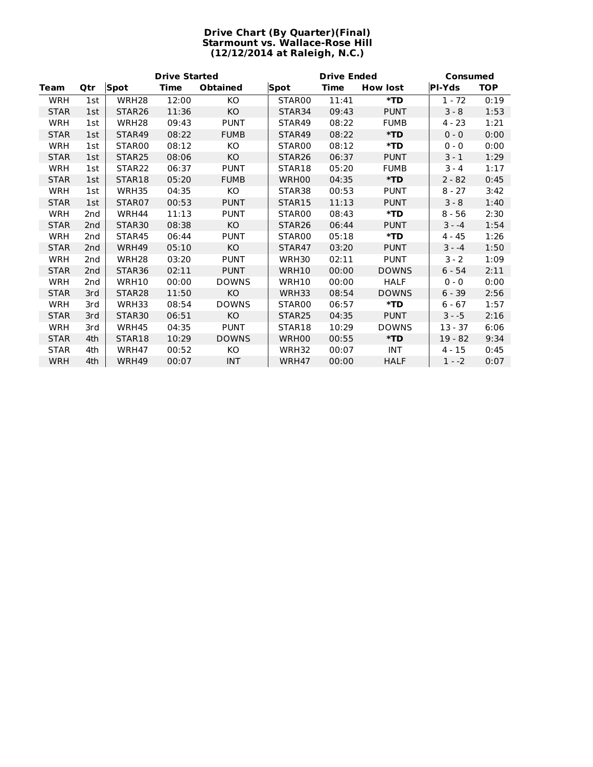**Drive Chart (By Quarter)(Final)**
**Starmount vs. Wallace-Rose Hill**
**(12/12/2014 at Raleigh, N.C.)**

| | | Drive Started | | | Drive Ended | | | Consumed | |
|---|---|---|---|---|---|---|---|---|---|
| **Team** | **Qtr** | **Spot** | **Time** | **Obtained** | **Spot** | **Time** | **How lost** | **Pl-Yds** | **TOP** |
| WRH | 1st | WRH28 | 12:00 | KO | STAR00 | 11:41 | ***TD** | 1 - 72 | 0:19 |
| STAR | 1st | STAR26 | 11:36 | KO | STAR34 | 09:43 | PUNT | 3 - 8 | 1:53 |
| WRH | 1st | WRH28 | 09:43 | PUNT | STAR49 | 08:22 | FUMB | 4 - 23 | 1:21 |
| STAR | 1st | STAR49 | 08:22 | FUMB | STAR49 | 08:22 | ***TD** | 0 - 0 | 0:00 |
| WRH | 1st | STAR00 | 08:12 | KO | STAR00 | 08:12 | ***TD** | 0 - 0 | 0:00 |
| STAR | 1st | STAR25 | 08:06 | KO | STAR26 | 06:37 | PUNT | 3 - 1 | 1:29 |
| WRH | 1st | STAR22 | 06:37 | PUNT | STAR18 | 05:20 | FUMB | 3 - 4 | 1:17 |
| STAR | 1st | STAR18 | 05:20 | FUMB | WRH00 | 04:35 | ***TD** | 2 - 82 | 0:45 |
| WRH | 1st | WRH35 | 04:35 | KO | STAR38 | 00:53 | PUNT | 8 - 27 | 3:42 |
| STAR | 1st | STAR07 | 00:53 | PUNT | STAR15 | 11:13 | PUNT | 3 - 8 | 1:40 |
| WRH | 2nd | WRH44 | 11:13 | PUNT | STAR00 | 08:43 | ***TD** | 8 - 56 | 2:30 |
| STAR | 2nd | STAR30 | 08:38 | KO | STAR26 | 06:44 | PUNT | 3 - -4 | 1:54 |
| WRH | 2nd | STAR45 | 06:44 | PUNT | STAR00 | 05:18 | ***TD** | 4 - 45 | 1:26 |
| STAR | 2nd | WRH49 | 05:10 | KO | STAR47 | 03:20 | PUNT | 3 - -4 | 1:50 |
| WRH | 2nd | WRH28 | 03:20 | PUNT | WRH30 | 02:11 | PUNT | 3 - 2 | 1:09 |
| STAR | 2nd | STAR36 | 02:11 | PUNT | WRH10 | 00:00 | DOWNS | 6 - 54 | 2:11 |
| WRH | 2nd | WRH10 | 00:00 | DOWNS | WRH10 | 00:00 | HALF | 0 - 0 | 0:00 |
| STAR | 3rd | STAR28 | 11:50 | KO | WRH33 | 08:54 | DOWNS | 6 - 39 | 2:56 |
| WRH | 3rd | WRH33 | 08:54 | DOWNS | STAR00 | 06:57 | ***TD** | 6 - 67 | 1:57 |
| STAR | 3rd | STAR30 | 06:51 | KO | STAR25 | 04:35 | PUNT | 3 - -5 | 2:16 |
| WRH | 3rd | WRH45 | 04:35 | PUNT | STAR18 | 10:29 | DOWNS | 13 - 37 | 6:06 |
| STAR | 4th | STAR18 | 10:29 | DOWNS | WRH00 | 00:55 | ***TD** | 19 - 82 | 9:34 |
| STAR | 4th | WRH47 | 00:52 | KO | WRH32 | 00:07 | INT | 4 - 15 | 0:45 |
| WRH | 4th | WRH49 | 00:07 | INT | WRH47 | 00:00 | HALF | 1 - -2 | 0:07 |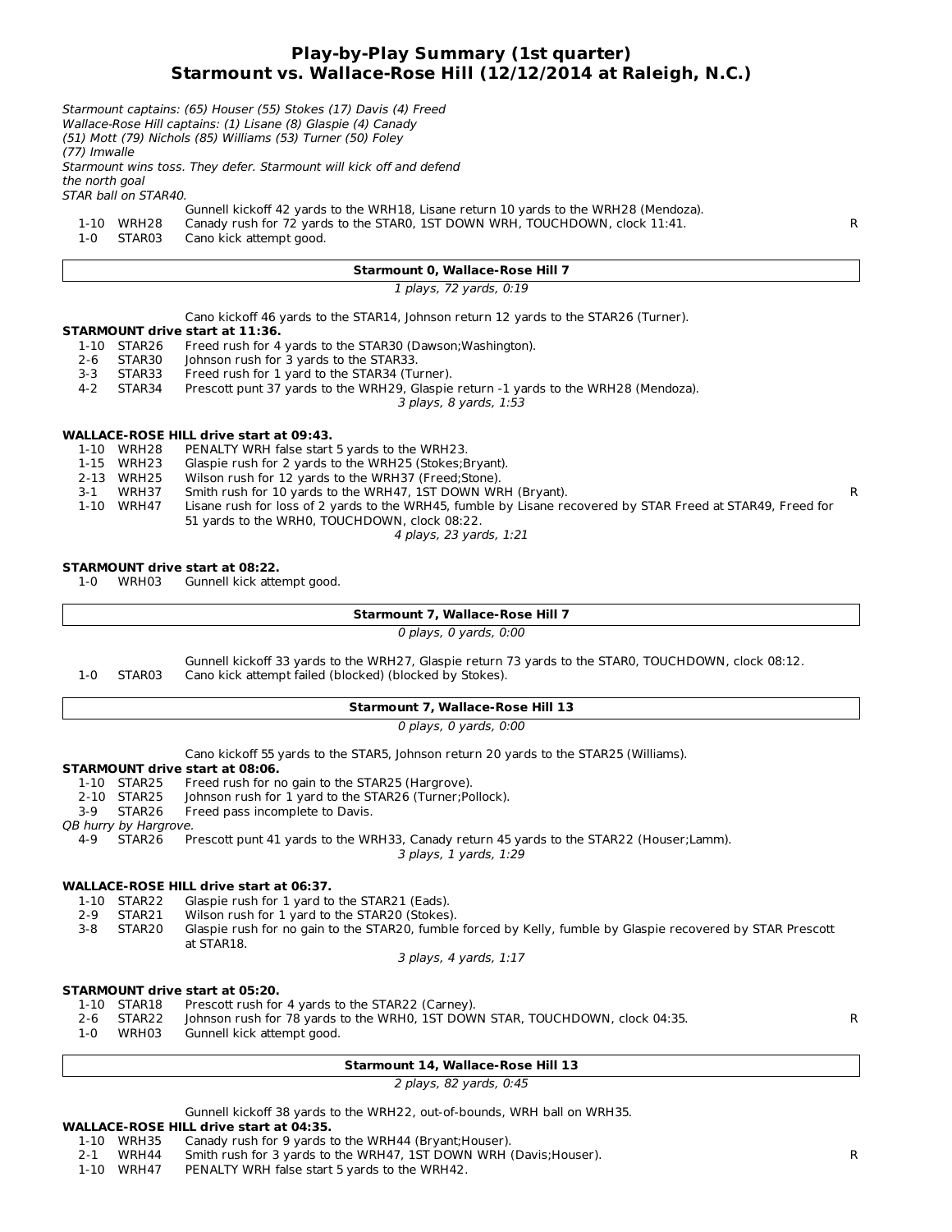# Play-by-Play Summary (1st quarter)
## Starmount vs. Wallace-Rose Hill (12/12/2014 at Raleigh, N.C.)

*Starmount captains: (65) Houser (55) Stokes (17) Davis (4) Freed*
*Wallace-Rose Hill captains: (1) Lisane (8) Glaspie (4) Canady (51) Mott (79) Nichols (85) Williams (53) Turner (50) Foley (77) Imwalle*
*Starmount wins toss. They defer. Starmount will kick off and defend the north goal*
*STAR ball on STAR40.*

| | | | |
|---|---|---|---|
| | | Gunnell kickoff 42 yards to the WRH18, Lisane return 10 yards to the WRH28 (Mendoza). | |
| 1-10 | WRH28 | Canady rush for 72 yards to the STAR0, 1ST DOWN WRH, TOUCHDOWN, clock 11:41. | R |
| 1-0 | STAR03 | Cano kick attempt good. | |

**Starmount 0, Wallace-Rose Hill 7**
*1 plays, 72 yards, 0:19*

Cano kickoff 46 yards to the STAR14, Johnson return 12 yards to the STAR26 (Turner).

**STARMOUNT drive start at 11:36.**

| | | | |
|---|---|---|---|
| 1-10 | STAR26 | Freed rush for 4 yards to the STAR30 (Dawson;Washington). | |
| 2-6 | STAR30 | Johnson rush for 3 yards to the STAR33. | |
| 3-3 | STAR33 | Freed rush for 1 yard to the STAR34 (Turner). | |
| 4-2 | STAR34 | Prescott punt 37 yards to the WRH29, Glaspie return -1 yards to the WRH28 (Mendoza). | |

*3 plays, 8 yards, 1:53*

**WALLACE-ROSE HILL drive start at 09:43.**

| | | | |
|---|---|---|---|
| 1-10 | WRH28 | PENALTY WRH false start 5 yards to the WRH23. | |
| 1-15 | WRH23 | Glaspie rush for 2 yards to the WRH25 (Stokes;Bryant). | |
| 2-13 | WRH25 | Wilson rush for 12 yards to the WRH37 (Freed;Stone). | |
| 3-1 | WRH37 | Smith rush for 10 yards to the WRH47, 1ST DOWN WRH (Bryant). | R |
| 1-10 | WRH47 | Lisane rush for loss of 2 yards to the WRH45, fumble by Lisane recovered by STAR Freed at STAR49, Freed for 51 yards to the WRH0, TOUCHDOWN, clock 08:22. | |

*4 plays, 23 yards, 1:21*

**STARMOUNT drive start at 08:22.**

| | | | |
|---|---|---|---|
| 1-0 | WRH03 | Gunnell kick attempt good. | |

**Starmount 7, Wallace-Rose Hill 7**
*0 plays, 0 yards, 0:00*

| | | | |
|---|---|---|---|
| | | Gunnell kickoff 33 yards to the WRH27, Glaspie return 73 yards to the STAR0, TOUCHDOWN, clock 08:12. | |
| 1-0 | STAR03 | Cano kick attempt failed (blocked) (blocked by Stokes). | |

**Starmount 7, Wallace-Rose Hill 13**
*0 plays, 0 yards, 0:00*

Cano kickoff 55 yards to the STAR5, Johnson return 20 yards to the STAR25 (Williams).

**STARMOUNT drive start at 08:06.**

| | | | |
|---|---|---|---|
| 1-10 | STAR25 | Freed rush for no gain to the STAR25 (Hargrove). | |
| 2-10 | STAR25 | Johnson rush for 1 yard to the STAR26 (Turner;Pollock). | |
| 3-9 | STAR26 | Freed pass incomplete to Davis. *QB hurry by Hargrove.* | |
| 4-9 | STAR26 | Prescott punt 41 yards to the WRH33, Canady return 45 yards to the STAR22 (Houser;Lamm). | |

*3 plays, 1 yards, 1:29*

**WALLACE-ROSE HILL drive start at 06:37.**

| | | | |
|---|---|---|---|
| 1-10 | STAR22 | Glaspie rush for 1 yard to the STAR21 (Eads). | |
| 2-9 | STAR21 | Wilson rush for 1 yard to the STAR20 (Stokes). | |
| 3-8 | STAR20 | Glaspie rush for no gain to the STAR20, fumble forced by Kelly, fumble by Glaspie recovered by STAR Prescott at STAR18. | |

*3 plays, 4 yards, 1:17*

**STARMOUNT drive start at 05:20.**

| | | | |
|---|---|---|---|
| 1-10 | STAR18 | Prescott rush for 4 yards to the STAR22 (Carney). | |
| 2-6 | STAR22 | Johnson rush for 78 yards to the WRH0, 1ST DOWN STAR, TOUCHDOWN, clock 04:35. | R |
| 1-0 | WRH03 | Gunnell kick attempt good. | |

**Starmount 14, Wallace-Rose Hill 13**
*2 plays, 82 yards, 0:45*

Gunnell kickoff 38 yards to the WRH22, out-of-bounds, WRH ball on WRH35.

**WALLACE-ROSE HILL drive start at 04:35.**

| | | | |
|---|---|---|---|
| 1-10 | WRH35 | Canady rush for 9 yards to the WRH44 (Bryant;Houser). | |
| 2-1 | WRH44 | Smith rush for 3 yards to the WRH47, 1ST DOWN WRH (Davis;Houser). | R |
| 1-10 | WRH47 | PENALTY WRH false start 5 yards to the WRH42. | |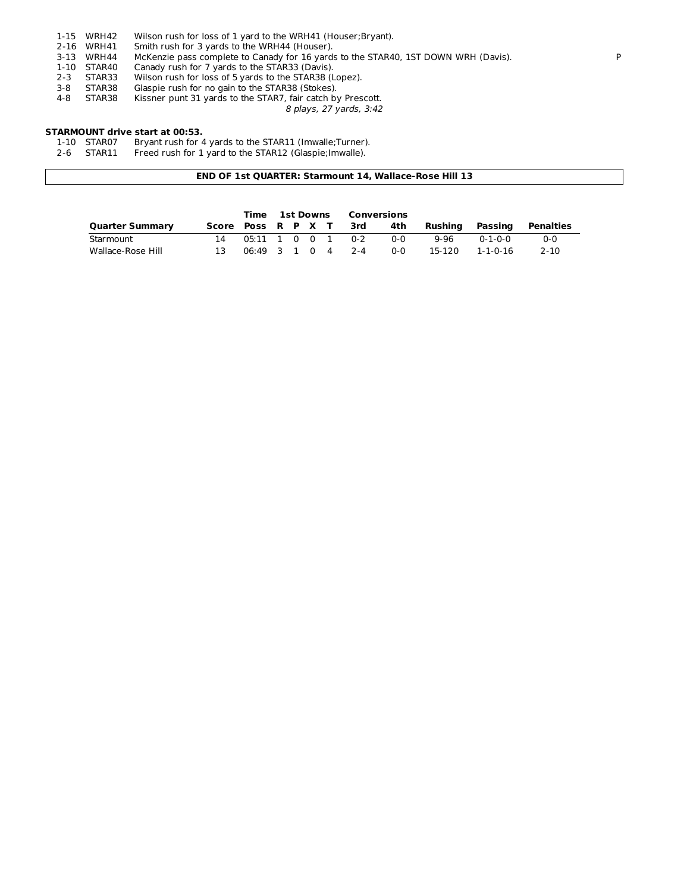| | | | |
|---|---|---|---|
| 1-15 | WRH42 | Wilson rush for loss of 1 yard to the WRH41 (Houser;Bryant). | |
| 2-16 | WRH41 | Smith rush for 3 yards to the WRH44 (Houser). | |
| 3-13 | WRH44 | McKenzie pass complete to Canady for 16 yards to the STAR40, 1ST DOWN WRH (Davis). | P |
| 1-10 | STAR40 | Canady rush for 7 yards to the STAR33 (Davis). | |
| 2-3 | STAR33 | Wilson rush for loss of 5 yards to the STAR38 (Lopez). | |
| 3-8 | STAR38 | Glaspie rush for no gain to the STAR38 (Stokes). | |
| 4-8 | STAR38 | Kissner punt 31 yards to the STAR7, fair catch by Prescott. | |

*8 plays, 27 yards, 3:42*

**STARMOUNT drive start at 00:53.**

| | | |
|---|---|---|
| 1-10 | STAR07 | Bryant rush for 4 yards to the STAR11 (Imwalle;Turner). |
| 2-6 | STAR11 | Freed rush for 1 yard to the STAR12 (Glaspie;Imwalle). |

**END OF 1st QUARTER: Starmount 14, Wallace-Rose Hill 13**

| | | Time | 1st Downs | | | | Conversions | | | | |
|---|---|---|---|---|---|---|---|---|---|---|---|
| **Quarter Summary** | **Score** | **Poss** | **R** | **P** | **X** | **T** | **3rd** | **4th** | **Rushing** | **Passing** | **Penalties** |
| Starmount | 14 | 05:11 | 1 | 0 | 0 | 1 | 0-2 | 0-0 | 9-96 | 0-1-0-0 | 0-0 |
| Wallace-Rose Hill | 13 | 06:49 | 3 | 1 | 0 | 4 | 2-4 | 0-0 | 15-120 | 1-1-0-16 | 2-10 |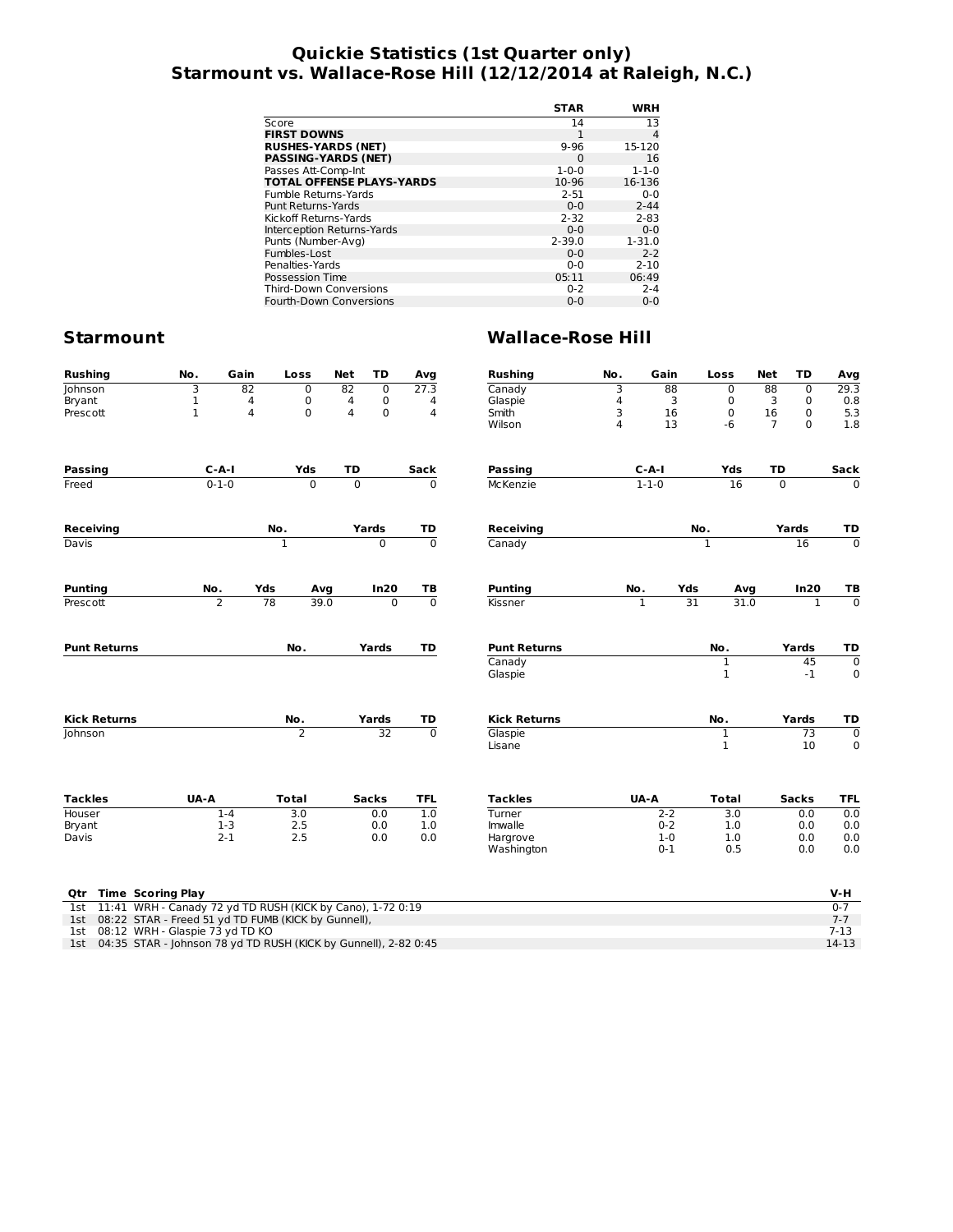# Quickie Statistics (1st Quarter only)
# Starmount vs. Wallace-Rose Hill (12/12/2014 at Raleigh, N.C.)

| | STAR | WRH |
|---|---|---|
| Score | 14 | 13 |
| **FIRST DOWNS** | 1 | 4 |
| **RUSHES-YARDS (NET)** | 9-96 | 15-120 |
| **PASSING-YARDS (NET)** | 0 | 16 |
| Passes Att-Comp-Int | 1-0-0 | 1-1-0 |
| **TOTAL OFFENSE PLAYS-YARDS** | 10-96 | 16-136 |
| Fumble Returns-Yards | 2-51 | 0-0 |
| Punt Returns-Yards | 0-0 | 2-44 |
| Kickoff Returns-Yards | 2-32 | 2-83 |
| Interception Returns-Yards | 0-0 | 0-0 |
| Punts (Number-Avg) | 2-39.0 | 1-31.0 |
| Fumbles-Lost | 0-0 | 2-2 |
| Penalties-Yards | 0-0 | 2-10 |
| Possession Time | 05:11 | 06:49 |
| Third-Down Conversions | 0-2 | 2-4 |
| Fourth-Down Conversions | 0-0 | 0-0 |

## Starmount

| Rushing | No. | Gain | Loss | Net | TD | Avg |
|---|---|---|---|---|---|---|
| Johnson | 3 | 82 | 0 | 82 | 0 | 27.3 |
| Bryant | 1 | 4 | 0 | 4 | 0 | 4 |
| Prescott | 1 | 4 | 0 | 4 | 0 | 4 |

| Passing | C-A-I | Yds | TD | Sack |
|---|---|---|---|---|
| Freed | 0-1-0 | 0 | 0 | 0 |

| Receiving | No. | Yards | TD |
|---|---|---|---|
| Davis | 1 | 0 | 0 |

| Punting | No. | Yds | Avg | In20 | TB |
|---|---|---|---|---|---|
| Prescott | 2 | 78 | 39.0 | 0 | 0 |

| Punt Returns | No. | Yards | TD |
|---|---|---|---|

| Kick Returns | No. | Yards | TD |
|---|---|---|---|
| Johnson | 2 | 32 | 0 |

| Tackles | UA-A | Total | Sacks | TFL |
|---|---|---|---|---|
| Houser | 1-4 | 3.0 | 0.0 | 1.0 |
| Bryant | 1-3 | 2.5 | 0.0 | 1.0 |
| Davis | 2-1 | 2.5 | 0.0 | 0.0 |

## Wallace-Rose Hill

| Rushing | No. | Gain | Loss | Net | TD | Avg |
|---|---|---|---|---|---|---|
| Canady | 3 | 88 | 0 | 88 | 0 | 29.3 |
| Glaspie | 4 | 3 | 0 | 3 | 0 | 0.8 |
| Smith | 3 | 16 | 0 | 16 | 0 | 5.3 |
| Wilson | 4 | 13 | -6 | 7 | 0 | 1.8 |

| Passing | C-A-I | Yds | TD | Sack |
|---|---|---|---|---|
| McKenzie | 1-1-0 | 16 | 0 | 0 |

| Receiving | No. | Yards | TD |
|---|---|---|---|
| Canady | 1 | 16 | 0 |

| Punting | No. | Yds | Avg | In20 | TB |
|---|---|---|---|---|---|
| Kissner | 1 | 31 | 31.0 | 1 | 0 |

| Punt Returns | No. | Yards | TD |
|---|---|---|---|
| Canady | 1 | 45 | 0 |
| Glaspie | 1 | -1 | 0 |

| Kick Returns | No. | Yards | TD |
|---|---|---|---|
| Glaspie | 1 | 73 | 0 |
| Lisane | 1 | 10 | 0 |

| Tackles | UA-A | Total | Sacks | TFL |
|---|---|---|---|---|
| Turner | 2-2 | 3.0 | 0.0 | 0.0 |
| Imwalle | 0-2 | 1.0 | 0.0 | 0.0 |
| Hargrove | 1-0 | 1.0 | 0.0 | 0.0 |
| Washington | 0-1 | 0.5 | 0.0 | 0.0 |

| Qtr | Time | Scoring Play | V-H |
|---|---|---|---|
| 1st | 11:41 | WRH - Canady 72 yd TD RUSH (KICK by Cano), 1-72 0:19 | 0-7 |
| 1st | 08:22 | STAR - Freed 51 yd TD FUMB (KICK by Gunnell), | 7-7 |
| 1st | 08:12 | WRH - Glaspie 73 yd TD KO | 7-13 |
| 1st | 04:35 | STAR - Johnson 78 yd TD RUSH (KICK by Gunnell), 2-82 0:45 | 14-13 |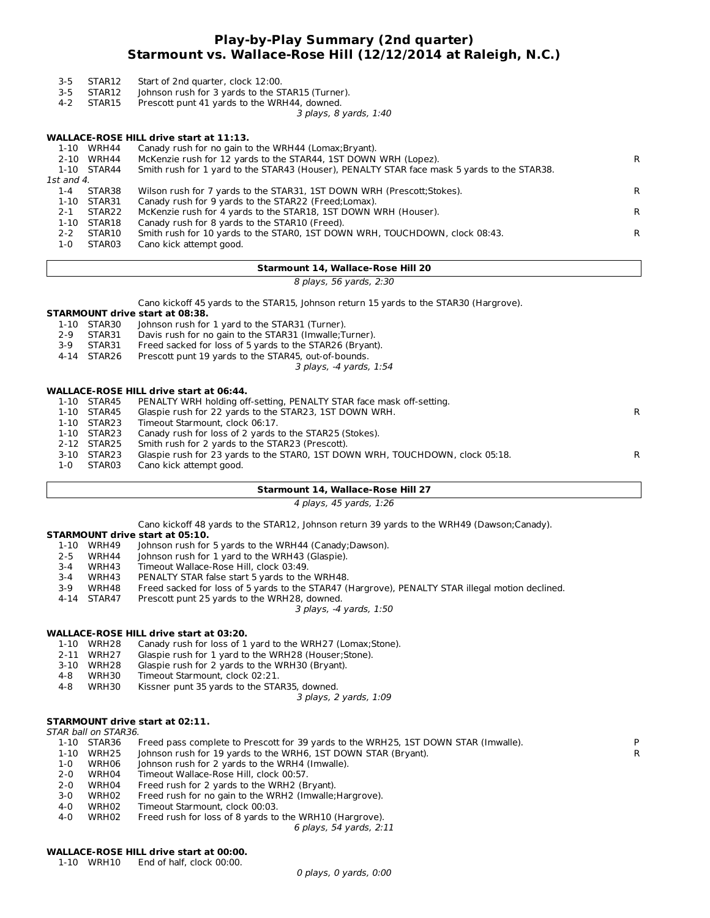# Play-by-Play Summary (2nd quarter)
## Starmount vs. Wallace-Rose Hill (12/12/2014 at Raleigh, N.C.)

| | | | |
|---|---|---|---|
| 3-5 | STAR12 | Start of 2nd quarter, clock 12:00. | |
| 3-5 | STAR12 | Johnson rush for 3 yards to the STAR15 (Turner). | |
| 4-2 | STAR15 | Prescott punt 41 yards to the WRH44, downed. | |

*3 plays, 8 yards, 1:40*

**WALLACE-ROSE HILL drive start at 11:13.**

| | | | |
|---|---|---|---|
| 1-10 | WRH44 | Canady rush for no gain to the WRH44 (Lomax;Bryant). | |
| 2-10 | WRH44 | McKenzie rush for 12 yards to the STAR44, 1ST DOWN WRH (Lopez). | R |
| 1-10 | STAR44 | Smith rush for 1 yard to the STAR43 (Houser), PENALTY STAR face mask 5 yards to the STAR38. | |
| *1st and 4.* | | | |
| 1-4 | STAR38 | Wilson rush for 7 yards to the STAR31, 1ST DOWN WRH (Prescott;Stokes). | R |
| 1-10 | STAR31 | Canady rush for 9 yards to the STAR22 (Freed;Lomax). | |
| 2-1 | STAR22 | McKenzie rush for 4 yards to the STAR18, 1ST DOWN WRH (Houser). | R |
| 1-10 | STAR18 | Canady rush for 8 yards to the STAR10 (Freed). | |
| 2-2 | STAR10 | Smith rush for 10 yards to the STAR0, 1ST DOWN WRH, TOUCHDOWN, clock 08:43. | R |
| 1-0 | STAR03 | Cano kick attempt good. | |

**Starmount 14, Wallace-Rose Hill 20**

*8 plays, 56 yards, 2:30*

Cano kickoff 45 yards to the STAR15, Johnson return 15 yards to the STAR30 (Hargrove).

**STARMOUNT drive start at 08:38.**

| | | | |
|---|---|---|---|
| 1-10 | STAR30 | Johnson rush for 1 yard to the STAR31 (Turner). | |
| 2-9 | STAR31 | Davis rush for no gain to the STAR31 (Imwalle;Turner). | |
| 3-9 | STAR31 | Freed sacked for loss of 5 yards to the STAR26 (Bryant). | |
| 4-14 | STAR26 | Prescott punt 19 yards to the STAR45, out-of-bounds. | |

*3 plays, -4 yards, 1:54*

**WALLACE-ROSE HILL drive start at 06:44.**

| | | | |
|---|---|---|---|
| 1-10 | STAR45 | PENALTY WRH holding off-setting, PENALTY STAR face mask off-setting. | |
| 1-10 | STAR45 | Glaspie rush for 22 yards to the STAR23, 1ST DOWN WRH. | R |
| 1-10 | STAR23 | Timeout Starmount, clock 06:17. | |
| 1-10 | STAR23 | Canady rush for loss of 2 yards to the STAR25 (Stokes). | |
| 2-12 | STAR25 | Smith rush for 2 yards to the STAR23 (Prescott). | |
| 3-10 | STAR23 | Glaspie rush for 23 yards to the STAR0, 1ST DOWN WRH, TOUCHDOWN, clock 05:18. | R |
| 1-0 | STAR03 | Cano kick attempt good. | |

**Starmount 14, Wallace-Rose Hill 27**

*4 plays, 45 yards, 1:26*

Cano kickoff 48 yards to the STAR12, Johnson return 39 yards to the WRH49 (Dawson;Canady).

**STARMOUNT drive start at 05:10.**

| | | | |
|---|---|---|---|
| 1-10 | WRH49 | Johnson rush for 5 yards to the WRH44 (Canady;Dawson). | |
| 2-5 | WRH44 | Johnson rush for 1 yard to the WRH43 (Glaspie). | |
| 3-4 | WRH43 | Timeout Wallace-Rose Hill, clock 03:49. | |
| 3-4 | WRH43 | PENALTY STAR false start 5 yards to the WRH48. | |
| 3-9 | WRH48 | Freed sacked for loss of 5 yards to the STAR47 (Hargrove), PENALTY STAR illegal motion declined. | |
| 4-14 | STAR47 | Prescott punt 25 yards to the WRH28, downed. | |

*3 plays, -4 yards, 1:50*

**WALLACE-ROSE HILL drive start at 03:20.**

| | | | |
|---|---|---|---|
| 1-10 | WRH28 | Canady rush for loss of 1 yard to the WRH27 (Lomax;Stone). | |
| 2-11 | WRH27 | Glaspie rush for 1 yard to the WRH28 (Houser;Stone). | |
| 3-10 | WRH28 | Glaspie rush for 2 yards to the WRH30 (Bryant). | |
| 4-8 | WRH30 | Timeout Starmount, clock 02:21. | |
| 4-8 | WRH30 | Kissner punt 35 yards to the STAR35, downed. | |

*3 plays, 2 yards, 1:09*

**STARMOUNT drive start at 02:11.**

| | | | |
|---|---|---|---|
| *STAR ball on STAR36.* | | | |
| 1-10 | STAR36 | Freed pass complete to Prescott for 39 yards to the WRH25, 1ST DOWN STAR (Imwalle). | P |
| 1-10 | WRH25 | Johnson rush for 19 yards to the WRH6, 1ST DOWN STAR (Bryant). | R |
| 1-0 | WRH06 | Johnson rush for 2 yards to the WRH4 (Imwalle). | |
| 2-0 | WRH04 | Timeout Wallace-Rose Hill, clock 00:57. | |
| 2-0 | WRH04 | Freed rush for 2 yards to the WRH2 (Bryant). | |
| 3-0 | WRH02 | Freed rush for no gain to the WRH2 (Imwalle;Hargrove). | |
| 4-0 | WRH02 | Timeout Starmount, clock 00:03. | |
| 4-0 | WRH02 | Freed rush for loss of 8 yards to the WRH10 (Hargrove). | |

*6 plays, 54 yards, 2:11*

**WALLACE-ROSE HILL drive start at 00:00.**

| | | | |
|---|---|---|---|
| 1-10 | WRH10 | End of half, clock 00:00. | |

*0 plays, 0 yards, 0:00*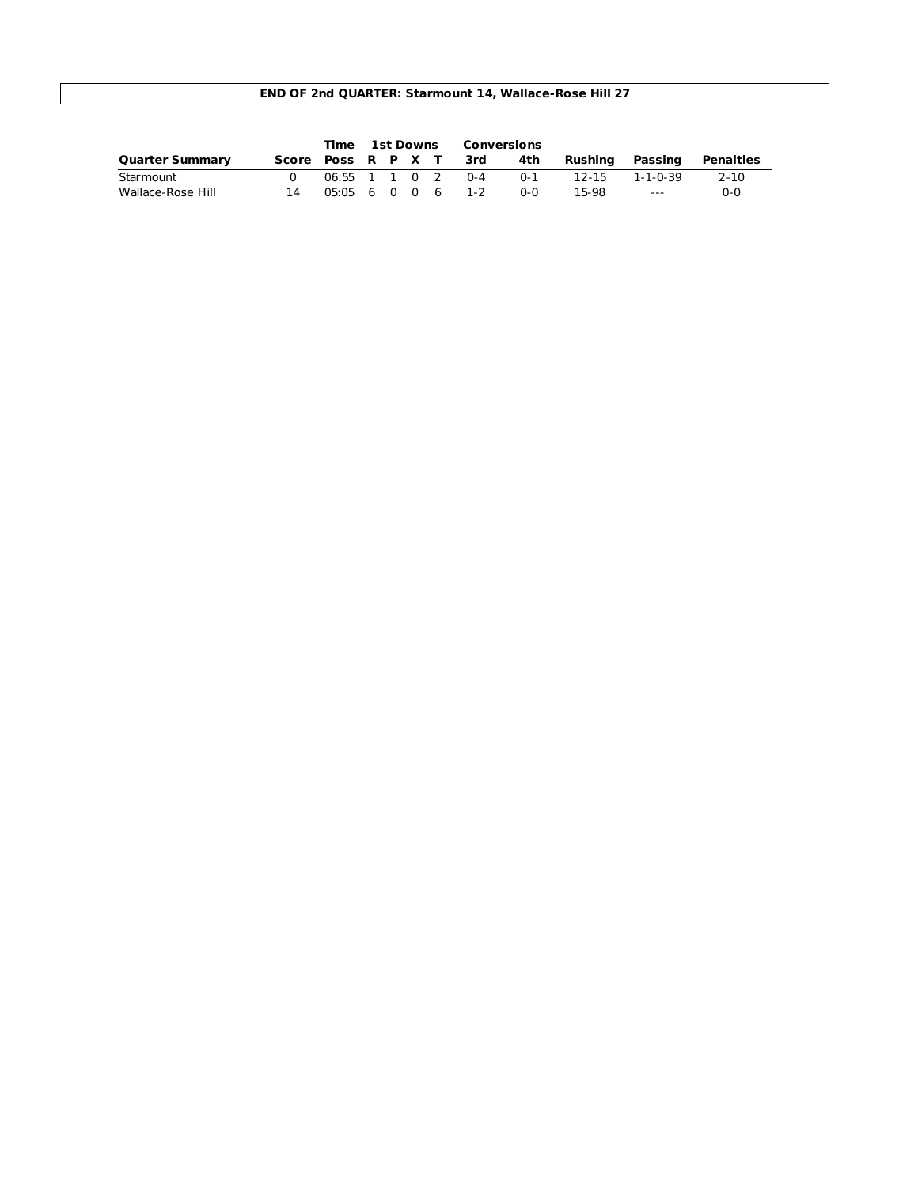**END OF 2nd QUARTER: Starmount 14, Wallace-Rose Hill 27**

| Quarter Summary | Score | Time Poss | 1st Downs R | P | X | T | Conversions 3rd | 4th | Rushing | Passing | Penalties |
|---|---|---|---|---|---|---|---|---|---|---|---|
| Starmount | 0 | 06:55 | 1 | 1 | 0 | 2 | 0-4 | 0-1 | 12-15 | 1-1-0-39 | 2-10 |
| Wallace-Rose Hill | 14 | 05:05 | 6 | 0 | 0 | 6 | 1-2 | 0-0 | 15-98 | --- | 0-0 |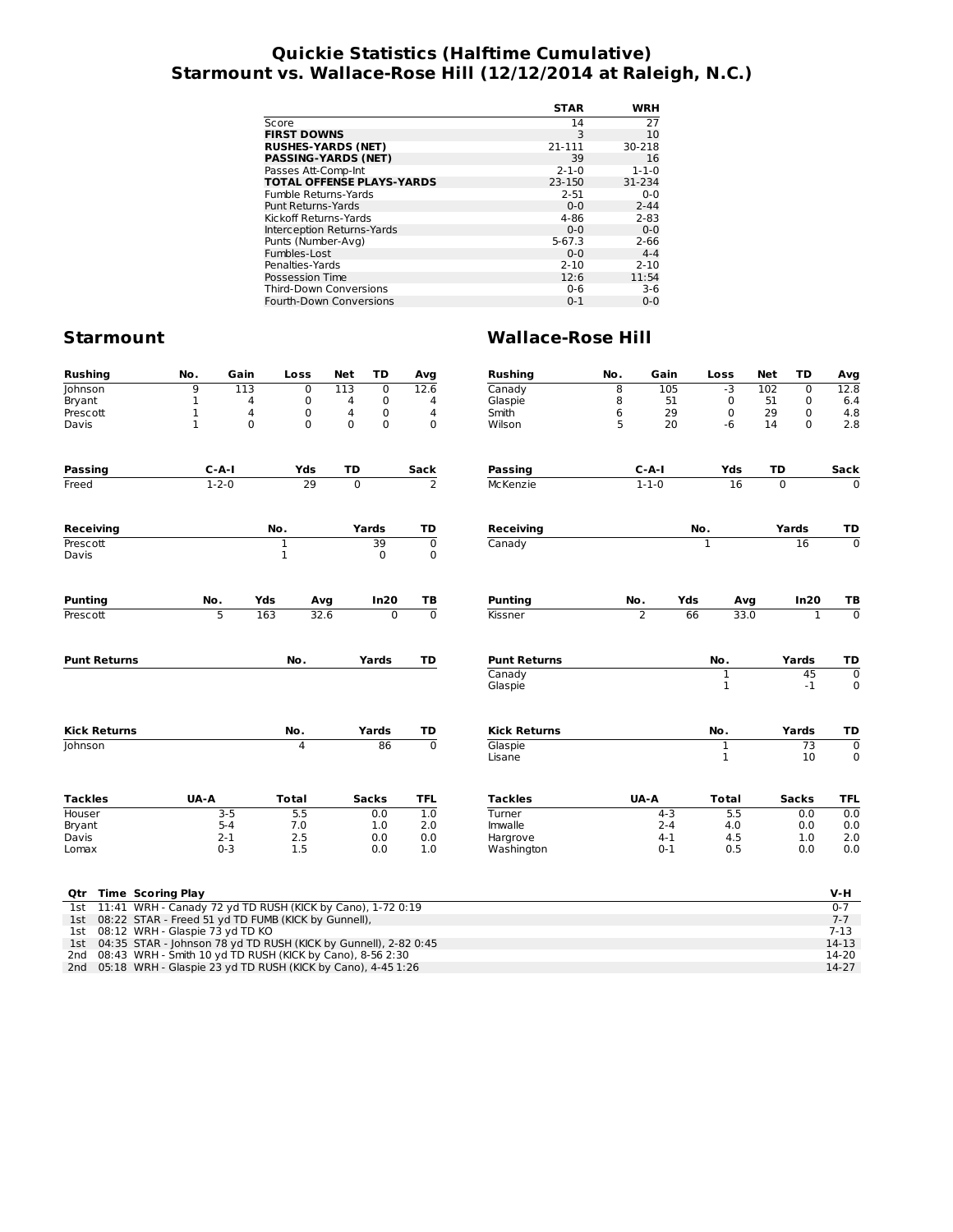# Quickie Statistics (Halftime Cumulative)
## Starmount vs. Wallace-Rose Hill (12/12/2014 at Raleigh, N.C.)

| | STAR | WRH |
|---|---|---|
| Score | 14 | 27 |
| **FIRST DOWNS** | 3 | 10 |
| **RUSHES-YARDS (NET)** | 21-111 | 30-218 |
| **PASSING-YARDS (NET)** | 39 | 16 |
| Passes Att-Comp-Int | 2-1-0 | 1-1-0 |
| **TOTAL OFFENSE PLAYS-YARDS** | 23-150 | 31-234 |
| Fumble Returns-Yards | 2-51 | 0-0 |
| Punt Returns-Yards | 0-0 | 2-44 |
| Kickoff Returns-Yards | 4-86 | 2-83 |
| Interception Returns-Yards | 0-0 | 0-0 |
| Punts (Number-Avg) | 5-67.3 | 2-66 |
| Fumbles-Lost | 0-0 | 4-4 |
| Penalties-Yards | 2-10 | 2-10 |
| Possession Time | 12:6 | 11:54 |
| Third-Down Conversions | 0-6 | 3-6 |
| Fourth-Down Conversions | 0-1 | 0-0 |

## Starmount

| Rushing | No. | Gain | Loss | Net | TD | Avg |
|---|---|---|---|---|---|---|
| Johnson | 9 | 113 | 0 | 113 | 0 | 12.6 |
| Bryant | 1 | 4 | 0 | 4 | 0 | 4 |
| Prescott | 1 | 4 | 0 | 4 | 0 | 4 |
| Davis | 1 | 0 | 0 | 0 | 0 | 0 |

| Passing | C-A-I | Yds | TD | Sack |
|---|---|---|---|---|
| Freed | 1-2-0 | 29 | 0 | 2 |

| Receiving | No. | Yards | TD |
|---|---|---|---|
| Prescott | 1 | 39 | 0 |
| Davis | 1 | 0 | 0 |

| Punting | No. | Yds | Avg | In20 | TB |
|---|---|---|---|---|---|
| Prescott | 5 | 163 | 32.6 | 0 | 0 |

| Punt Returns | No. | Yards | TD |
|---|---|---|---|

| Kick Returns | No. | Yards | TD |
|---|---|---|---|
| Johnson | 4 | 86 | 0 |

| Tackles | UA-A | Total | Sacks | TFL |
|---|---|---|---|---|
| Houser | 3-5 | 5.5 | 0.0 | 1.0 |
| Bryant | 5-4 | 7.0 | 1.0 | 2.0 |
| Davis | 2-1 | 2.5 | 0.0 | 0.0 |
| Lomax | 0-3 | 1.5 | 0.0 | 1.0 |

## Wallace-Rose Hill

| Rushing | No. | Gain | Loss | Net | TD | Avg |
|---|---|---|---|---|---|---|
| Canady | 8 | 105 | -3 | 102 | 0 | 12.8 |
| Glaspie | 8 | 51 | 0 | 51 | 0 | 6.4 |
| Smith | 6 | 29 | 0 | 29 | 0 | 4.8 |
| Wilson | 5 | 20 | -6 | 14 | 0 | 2.8 |

| Passing | C-A-I | Yds | TD | Sack |
|---|---|---|---|---|
| McKenzie | 1-1-0 | 16 | 0 | 0 |

| Receiving | No. | Yards | TD |
|---|---|---|---|
| Canady | 1 | 16 | 0 |

| Punting | No. | Yds | Avg | In20 | TB |
|---|---|---|---|---|---|
| Kissner | 2 | 66 | 33.0 | 1 | 0 |

| Punt Returns | No. | Yards | TD |
|---|---|---|---|
| Canady | 1 | 45 | 0 |
| Glaspie | 1 | -1 | 0 |

| Kick Returns | No. | Yards | TD |
|---|---|---|---|
| Glaspie | 1 | 73 | 0 |
| Lisane | 1 | 10 | 0 |

| Tackles | UA-A | Total | Sacks | TFL |
|---|---|---|---|---|
| Turner | 4-3 | 5.5 | 0.0 | 0.0 |
| Imwalle | 2-4 | 4.0 | 0.0 | 0.0 |
| Hargrove | 4-1 | 4.5 | 1.0 | 2.0 |
| Washington | 0-1 | 0.5 | 0.0 | 0.0 |

| Qtr | Time | Scoring Play | V-H |
|---|---|---|---|
| 1st | 11:41 | WRH - Canady 72 yd TD RUSH (KICK by Cano), 1-72 0:19 | 0-7 |
| 1st | 08:22 | STAR - Freed 51 yd TD FUMB (KICK by Gunnell), | 7-7 |
| 1st | 08:12 | WRH - Glaspie 73 yd TD KO | 7-13 |
| 1st | 04:35 | STAR - Johnson 78 yd TD RUSH (KICK by Gunnell), 2-82 0:45 | 14-13 |
| 2nd | 08:43 | WRH - Smith 10 yd TD RUSH (KICK by Cano), 8-56 2:30 | 14-20 |
| 2nd | 05:18 | WRH - Glaspie 23 yd TD RUSH (KICK by Cano), 4-45 1:26 | 14-27 |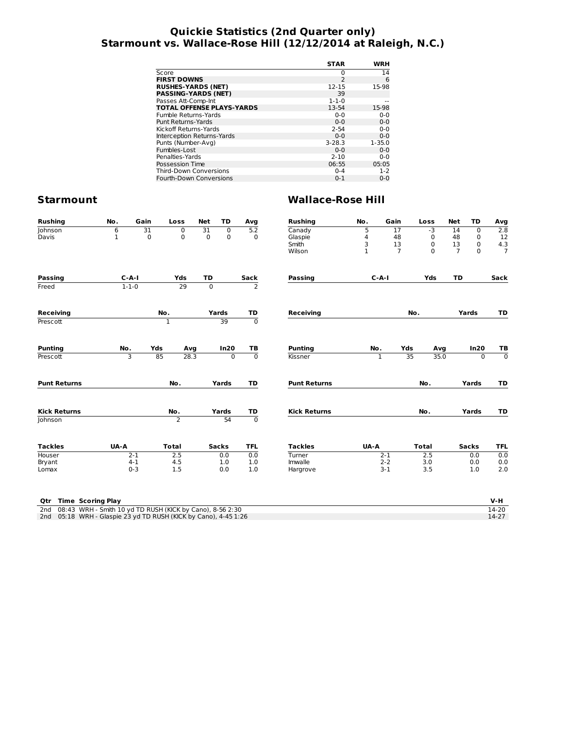# Quickie Statistics (2nd Quarter only)
## Starmount vs. Wallace-Rose Hill (12/12/2014 at Raleigh, N.C.)

| | STAR | WRH |
|---|---|---|
| Score | 0 | 14 |
| **FIRST DOWNS** | 2 | 6 |
| **RUSHES-YARDS (NET)** | 12-15 | 15-98 |
| **PASSING-YARDS (NET)** | 39 | |
| Passes Att-Comp-Int | 1-1-0 | -- |
| **TOTAL OFFENSE PLAYS-YARDS** | 13-54 | 15-98 |
| Fumble Returns-Yards | 0-0 | 0-0 |
| Punt Returns-Yards | 0-0 | 0-0 |
| Kickoff Returns-Yards | 2-54 | 0-0 |
| Interception Returns-Yards | 0-0 | 0-0 |
| Punts (Number-Avg) | 3-28.3 | 1-35.0 |
| Fumbles-Lost | 0-0 | 0-0 |
| Penalties-Yards | 2-10 | 0-0 |
| Possession Time | 06:55 | 05:05 |
| Third-Down Conversions | 0-4 | 1-2 |
| Fourth-Down Conversions | 0-1 | 0-0 |

## Starmount

| Rushing | No. | Gain | Loss | Net | TD | Avg |
|---|---|---|---|---|---|---|
| Johnson | 6 | 31 | 0 | 31 | 0 | 5.2 |
| Davis | 1 | 0 | 0 | 0 | 0 | 0 |

| Passing | C-A-I | Yds | TD | Sack |
|---|---|---|---|---|
| Freed | 1-1-0 | 29 | 0 | 2 |

| Receiving | No. | Yards | TD |
|---|---|---|---|
| Prescott | 1 | 39 | 0 |

| Punting | No. | Yds | Avg | In20 | TB |
|---|---|---|---|---|---|
| Prescott | 3 | 85 | 28.3 | 0 | 0 |

| Punt Returns | No. | Yards | TD |
|---|---|---|---|

| Kick Returns | No. | Yards | TD |
|---|---|---|---|
| Johnson | 2 | 54 | 0 |

| Tackles | UA-A | Total | Sacks | TFL |
|---|---|---|---|---|
| Houser | 2-1 | 2.5 | 0.0 | 0.0 |
| Bryant | 4-1 | 4.5 | 1.0 | 1.0 |
| Lomax | 0-3 | 1.5 | 0.0 | 1.0 |

## Wallace-Rose Hill

| Rushing | No. | Gain | Loss | Net | TD | Avg |
|---|---|---|---|---|---|---|
| Canady | 5 | 17 | -3 | 14 | 0 | 2.8 |
| Glaspie | 4 | 48 | 0 | 48 | 0 | 12 |
| Smith | 3 | 13 | 0 | 13 | 0 | 4.3 |
| Wilson | 1 | 7 | 0 | 7 | 0 | 7 |

| Passing | C-A-I | Yds | TD | Sack |
|---|---|---|---|---|

| Receiving | No. | Yards | TD |
|---|---|---|---|

| Punting | No. | Yds | Avg | In20 | TB |
|---|---|---|---|---|---|
| Kissner | 1 | 35 | 35.0 | 0 | 0 |

| Punt Returns | No. | Yards | TD |
|---|---|---|---|

| Kick Returns | No. | Yards | TD |
|---|---|---|---|

| Tackles | UA-A | Total | Sacks | TFL |
|---|---|---|---|---|
| Turner | 2-1 | 2.5 | 0.0 | 0.0 |
| Imwalle | 2-2 | 3.0 | 0.0 | 0.0 |
| Hargrove | 3-1 | 3.5 | 1.0 | 2.0 |

| Qtr | Time | Scoring Play | V-H |
|---|---|---|---|
| 2nd | 08:43 | WRH - Smith 10 yd TD RUSH (KICK by Cano), 8-56 2:30 | 14-20 |
| 2nd | 05:18 | WRH - Glaspie 23 yd TD RUSH (KICK by Cano), 4-45 1:26 | 14-27 |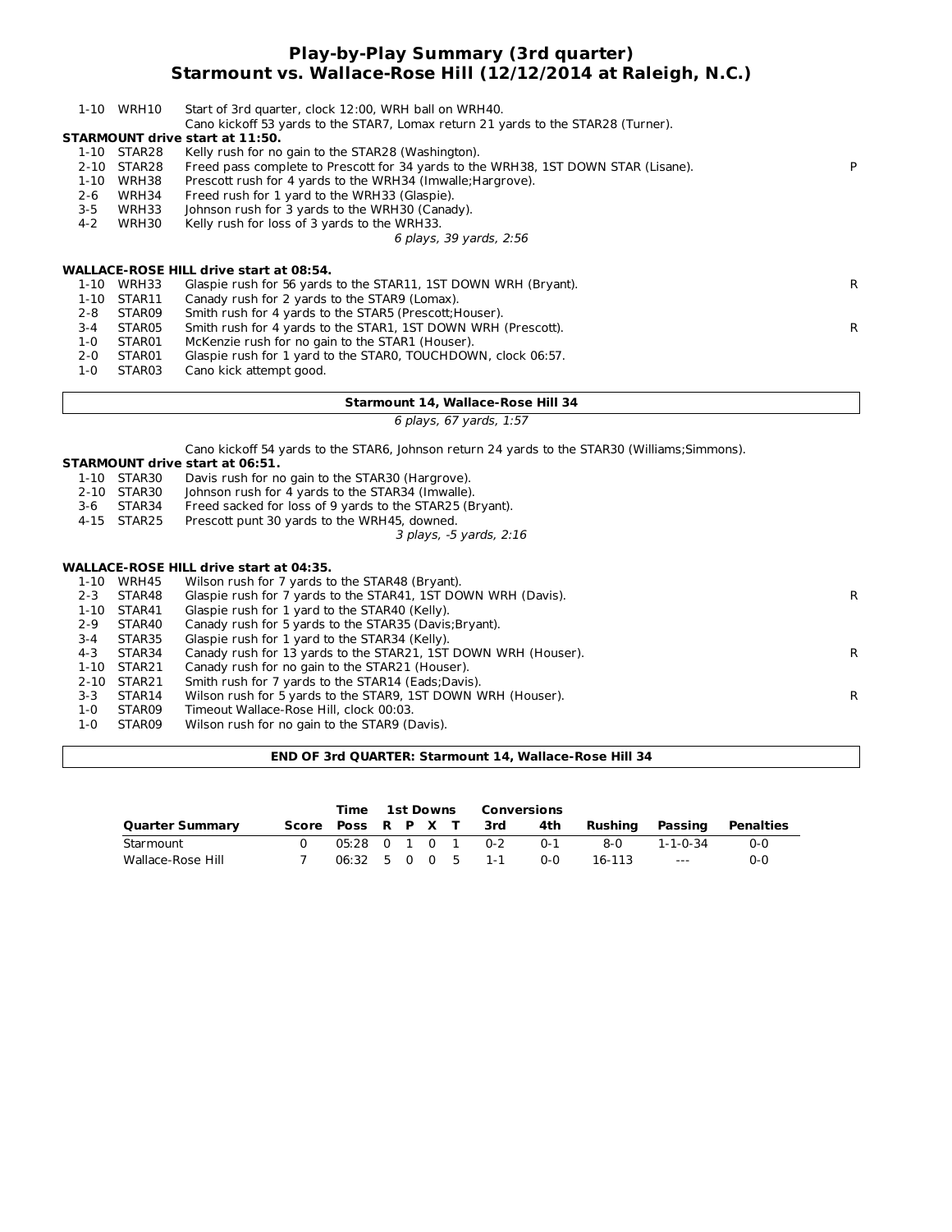# Play-by-Play Summary (3rd quarter)
## Starmount vs. Wallace-Rose Hill (12/12/2014 at Raleigh, N.C.)

| | | | |
|---|---|---|---|
| 1-10 | WRH10 | Start of 3rd quarter, clock 12:00, WRH ball on WRH40. | |
| | | Cano kickoff 53 yards to the STAR7, Lomax return 21 yards to the STAR28 (Turner). | |

**STARMOUNT drive start at 11:50.**

| | | | |
|---|---|---|---|
| 1-10 | STAR28 | Kelly rush for no gain to the STAR28 (Washington). | |
| 2-10 | STAR28 | Freed pass complete to Prescott for 34 yards to the WRH38, 1ST DOWN STAR (Lisane). | P |
| 1-10 | WRH38 | Prescott rush for 4 yards to the WRH34 (Imwalle;Hargrove). | |
| 2-6 | WRH34 | Freed rush for 1 yard to the WRH33 (Glaspie). | |
| 3-5 | WRH33 | Johnson rush for 3 yards to the WRH30 (Canady). | |
| 4-2 | WRH30 | Kelly rush for loss of 3 yards to the WRH33. | |

*6 plays, 39 yards, 2:56*

**WALLACE-ROSE HILL drive start at 08:54.**

| | | | |
|---|---|---|---|
| 1-10 | WRH33 | Glaspie rush for 56 yards to the STAR11, 1ST DOWN WRH (Bryant). | R |
| 1-10 | STAR11 | Canady rush for 2 yards to the STAR9 (Lomax). | |
| 2-8 | STAR09 | Smith rush for 4 yards to the STAR5 (Prescott;Houser). | |
| 3-4 | STAR05 | Smith rush for 4 yards to the STAR1, 1ST DOWN WRH (Prescott). | R |
| 1-0 | STAR01 | McKenzie rush for no gain to the STAR1 (Houser). | |
| 2-0 | STAR01 | Glaspie rush for 1 yard to the STAR0, TOUCHDOWN, clock 06:57. | |
| 1-0 | STAR03 | Cano kick attempt good. | |

**Starmount 14, Wallace-Rose Hill 34**

*6 plays, 67 yards, 1:57*

Cano kickoff 54 yards to the STAR6, Johnson return 24 yards to the STAR30 (Williams;Simmons).

**STARMOUNT drive start at 06:51.**

| | | | |
|---|---|---|---|
| 1-10 | STAR30 | Davis rush for no gain to the STAR30 (Hargrove). | |
| 2-10 | STAR30 | Johnson rush for 4 yards to the STAR34 (Imwalle). | |
| 3-6 | STAR34 | Freed sacked for loss of 9 yards to the STAR25 (Bryant). | |
| 4-15 | STAR25 | Prescott punt 30 yards to the WRH45, downed. | |

*3 plays, -5 yards, 2:16*

**WALLACE-ROSE HILL drive start at 04:35.**

| | | | |
|---|---|---|---|
| 1-10 | WRH45 | Wilson rush for 7 yards to the STAR48 (Bryant). | |
| 2-3 | STAR48 | Glaspie rush for 7 yards to the STAR41, 1ST DOWN WRH (Davis). | R |
| 1-10 | STAR41 | Glaspie rush for 1 yard to the STAR40 (Kelly). | |
| 2-9 | STAR40 | Canady rush for 5 yards to the STAR35 (Davis;Bryant). | |
| 3-4 | STAR35 | Glaspie rush for 1 yard to the STAR34 (Kelly). | |
| 4-3 | STAR34 | Canady rush for 13 yards to the STAR21, 1ST DOWN WRH (Houser). | R |
| 1-10 | STAR21 | Canady rush for no gain to the STAR21 (Houser). | |
| 2-10 | STAR21 | Smith rush for 7 yards to the STAR14 (Eads;Davis). | |
| 3-3 | STAR14 | Wilson rush for 5 yards to the STAR9, 1ST DOWN WRH (Houser). | R |
| 1-0 | STAR09 | Timeout Wallace-Rose Hill, clock 00:03. | |
| 1-0 | STAR09 | Wilson rush for no gain to the STAR9 (Davis). | |

**END OF 3rd QUARTER: Starmount 14, Wallace-Rose Hill 34**

| | | Time | 1st Downs | | | | Conversions | | | | |
|---|---|---|---|---|---|---|---|---|---|---|---|
| **Quarter Summary** | **Score** | **Poss** | **R** | **P** | **X** | **T** | **3rd** | **4th** | **Rushing** | **Passing** | **Penalties** |
| Starmount | 0 | 05:28 | 0 | 1 | 0 | 1 | 0-2 | 0-1 | 8-0 | 1-1-0-34 | 0-0 |
| Wallace-Rose Hill | 7 | 06:32 | 5 | 0 | 0 | 5 | 1-1 | 0-0 | 16-113 | --- | 0-0 |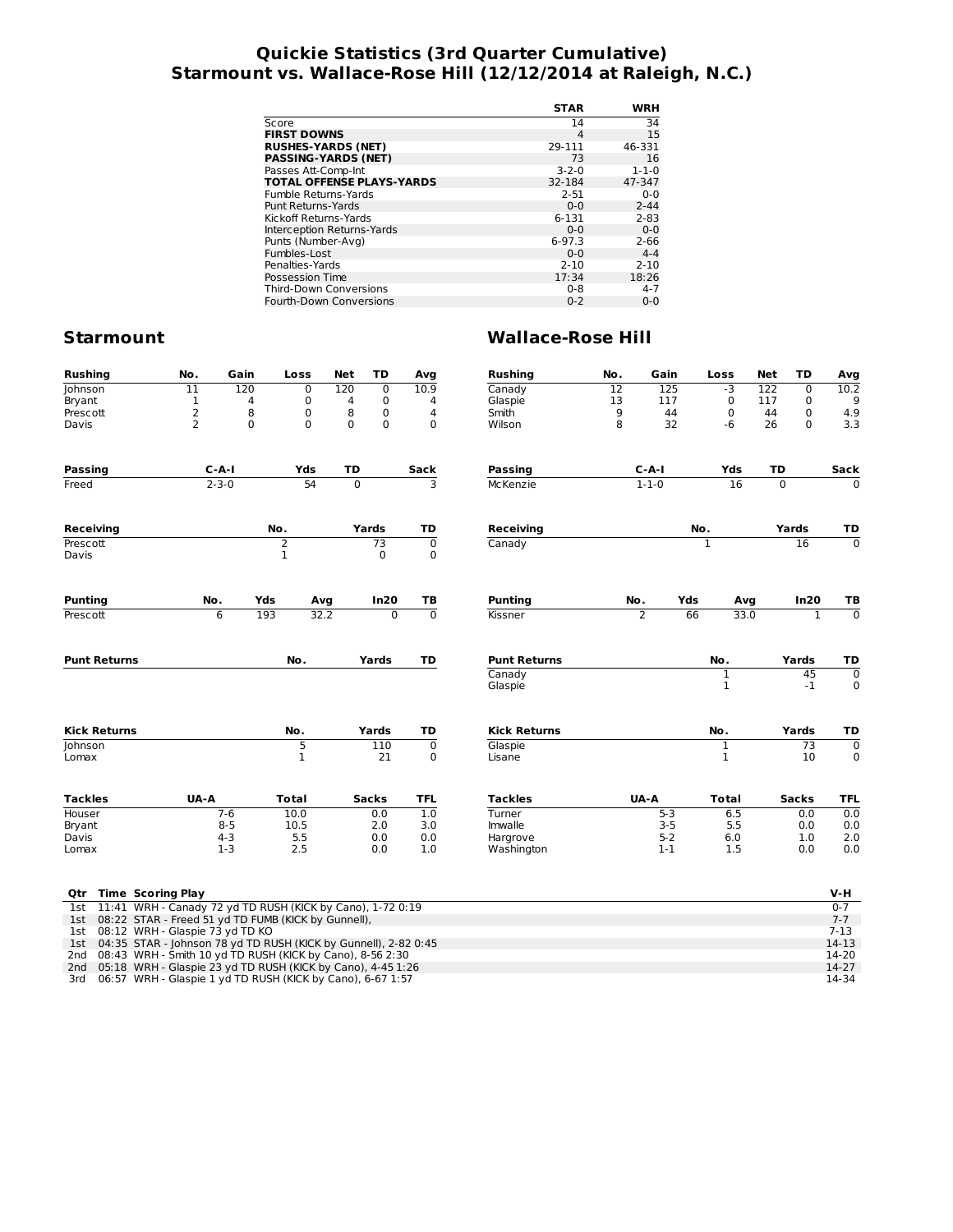# Quickie Statistics (3rd Quarter Cumulative)
## Starmount vs. Wallace-Rose Hill (12/12/2014 at Raleigh, N.C.)

| | STAR | WRH |
|---|---|---|
| Score | 14 | 34 |
| **FIRST DOWNS** | 4 | 15 |
| **RUSHES-YARDS (NET)** | 29-111 | 46-331 |
| **PASSING-YARDS (NET)** | 73 | 16 |
| Passes Att-Comp-Int | 3-2-0 | 1-1-0 |
| **TOTAL OFFENSE PLAYS-YARDS** | 32-184 | 47-347 |
| Fumble Returns-Yards | 2-51 | 0-0 |
| Punt Returns-Yards | 0-0 | 2-44 |
| Kickoff Returns-Yards | 6-131 | 2-83 |
| Interception Returns-Yards | 0-0 | 0-0 |
| Punts (Number-Avg) | 6-97.3 | 2-66 |
| Fumbles-Lost | 0-0 | 4-4 |
| Penalties-Yards | 2-10 | 2-10 |
| Possession Time | 17:34 | 18:26 |
| Third-Down Conversions | 0-8 | 4-7 |
| Fourth-Down Conversions | 0-2 | 0-0 |

## Starmount

| Rushing | No. | Gain | Loss | Net | TD | Avg |
|---|---|---|---|---|---|---|
| Johnson | 11 | 120 | 0 | 120 | 0 | 10.9 |
| Bryant | 1 | 4 | 0 | 4 | 0 | 4 |
| Prescott | 2 | 8 | 0 | 8 | 0 | 4 |
| Davis | 2 | 0 | 0 | 0 | 0 | 0 |

| Passing | C-A-I | Yds | TD | Sack |
|---|---|---|---|---|
| Freed | 2-3-0 | 54 | 0 | 3 |

| Receiving | No. | Yards | TD |
|---|---|---|---|
| Prescott | 2 | 73 | 0 |
| Davis | 1 | 0 | 0 |

| Punting | No. | Yds | Avg | In20 | TB |
|---|---|---|---|---|---|
| Prescott | 6 | 193 | 32.2 | 0 | 0 |

| Punt Returns | No. | Yards | TD |
|---|---|---|---|

| Kick Returns | No. | Yards | TD |
|---|---|---|---|
| Johnson | 5 | 110 | 0 |
| Lomax | 1 | 21 | 0 |

| Tackles | UA-A | Total | Sacks | TFL |
|---|---|---|---|---|
| Houser | 7-6 | 10.0 | 0.0 | 1.0 |
| Bryant | 8-5 | 10.5 | 2.0 | 3.0 |
| Davis | 4-3 | 5.5 | 0.0 | 0.0 |
| Lomax | 1-3 | 2.5 | 0.0 | 1.0 |

## Wallace-Rose Hill

| Rushing | No. | Gain | Loss | Net | TD | Avg |
|---|---|---|---|---|---|---|
| Canady | 12 | 125 | -3 | 122 | 0 | 10.2 |
| Glaspie | 13 | 117 | 0 | 117 | 0 | 9 |
| Smith | 9 | 44 | 0 | 44 | 0 | 4.9 |
| Wilson | 8 | 32 | -6 | 26 | 0 | 3.3 |

| Passing | C-A-I | Yds | TD | Sack |
|---|---|---|---|---|
| McKenzie | 1-1-0 | 16 | 0 | 0 |

| Receiving | No. | Yards | TD |
|---|---|---|---|
| Canady | 1 | 16 | 0 |

| Punting | No. | Yds | Avg | In20 | TB |
|---|---|---|---|---|---|
| Kissner | 2 | 66 | 33.0 | 1 | 0 |

| Punt Returns | No. | Yards | TD |
|---|---|---|---|
| Canady | 1 | 45 | 0 |
| Glaspie | 1 | -1 | 0 |

| Kick Returns | No. | Yards | TD |
|---|---|---|---|
| Glaspie | 1 | 73 | 0 |
| Lisane | 1 | 10 | 0 |

| Tackles | UA-A | Total | Sacks | TFL |
|---|---|---|---|---|
| Turner | 5-3 | 6.5 | 0.0 | 0.0 |
| Imwalle | 3-5 | 5.5 | 0.0 | 0.0 |
| Hargrove | 5-2 | 6.0 | 1.0 | 2.0 |
| Washington | 1-1 | 1.5 | 0.0 | 0.0 |

| Qtr | Time | Scoring Play | V-H |
|---|---|---|---|
| 1st | 11:41 | WRH - Canady 72 yd TD RUSH (KICK by Cano), 1-72 0:19 | 0-7 |
| 1st | 08:22 | STAR - Freed 51 yd TD FUMB (KICK by Gunnell), | 7-7 |
| 1st | 08:12 | WRH - Glaspie 73 yd TD KO | 7-13 |
| 1st | 04:35 | STAR - Johnson 78 yd TD RUSH (KICK by Gunnell), 2-82 0:45 | 14-13 |
| 2nd | 08:43 | WRH - Smith 10 yd TD RUSH (KICK by Cano), 8-56 2:30 | 14-20 |
| 2nd | 05:18 | WRH - Glaspie 23 yd TD RUSH (KICK by Cano), 4-45 1:26 | 14-27 |
| 3rd | 06:57 | WRH - Glaspie 1 yd TD RUSH (KICK by Cano), 6-67 1:57 | 14-34 |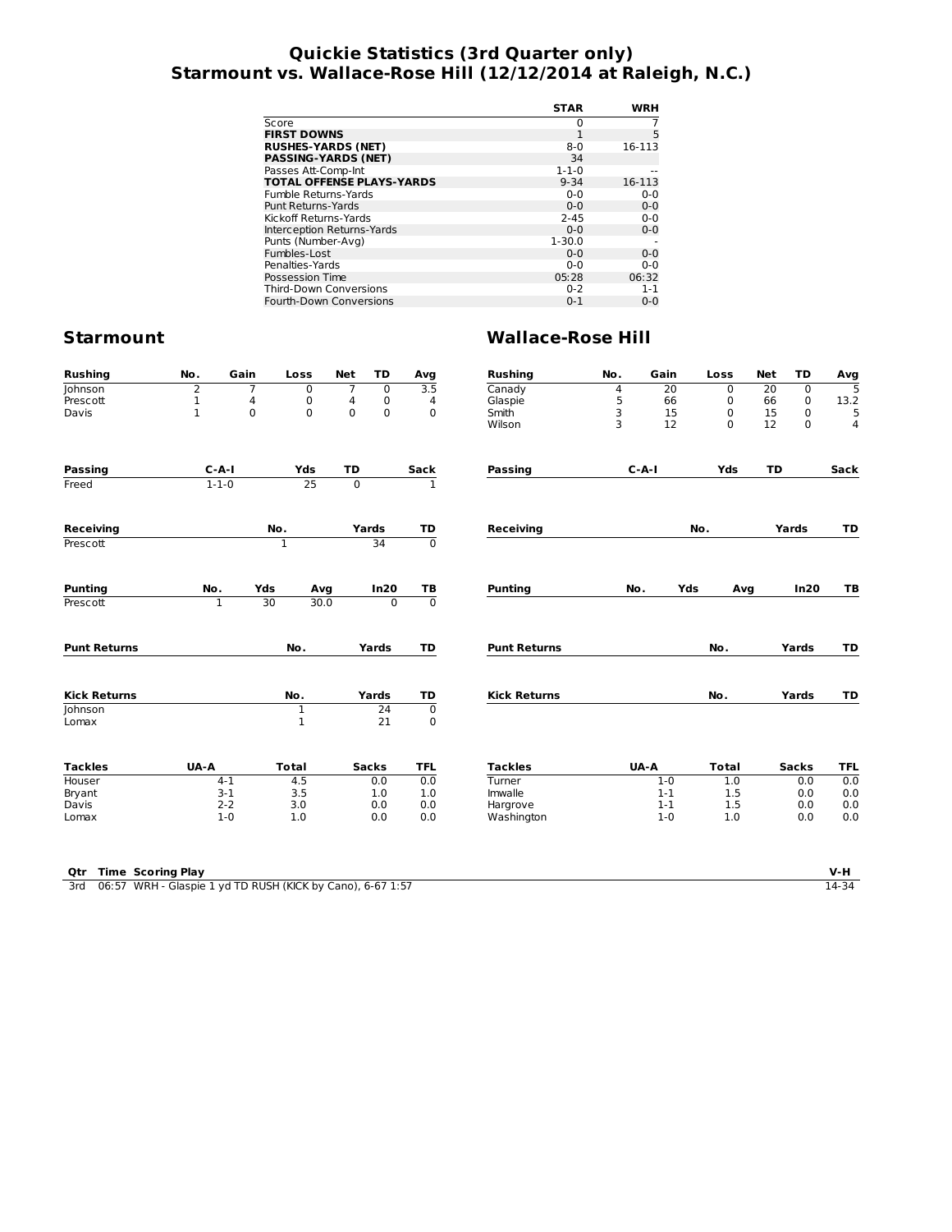# Quickie Statistics (3rd Quarter only)
# Starmount vs. Wallace-Rose Hill (12/12/2014 at Raleigh, N.C.)

| | STAR | WRH |
|---|---|---|
| Score | 0 | 7 |
| **FIRST DOWNS** | 1 | 5 |
| **RUSHES-YARDS (NET)** | 8-0 | 16-113 |
| **PASSING-YARDS (NET)** | 34 | |
| Passes Att-Comp-Int | 1-1-0 | -- |
| **TOTAL OFFENSE PLAYS-YARDS** | 9-34 | 16-113 |
| Fumble Returns-Yards | 0-0 | 0-0 |
| Punt Returns-Yards | 0-0 | 0-0 |
| Kickoff Returns-Yards | 2-45 | 0-0 |
| Interception Returns-Yards | 0-0 | 0-0 |
| Punts (Number-Avg) | 1-30.0 | - |
| Fumbles-Lost | 0-0 | 0-0 |
| Penalties-Yards | 0-0 | 0-0 |
| Possession Time | 05:28 | 06:32 |
| Third-Down Conversions | 0-2 | 1-1 |
| Fourth-Down Conversions | 0-1 | 0-0 |

## Starmount

| Rushing | No. | Gain | Loss | Net | TD | Avg |
|---|---|---|---|---|---|---|
| Johnson | 2 | 7 | 0 | 7 | 0 | 3.5 |
| Prescott | 1 | 4 | 0 | 4 | 0 | 4 |
| Davis | 1 | 0 | 0 | 0 | 0 | 0 |

| Passing | C-A-I | Yds | TD | Sack |
|---|---|---|---|---|
| Freed | 1-1-0 | 25 | 0 | 1 |

| Receiving | No. | Yards | TD |
|---|---|---|---|
| Prescott | 1 | 34 | 0 |

| Punting | No. | Yds | Avg | In20 | TB |
|---|---|---|---|---|---|
| Prescott | 1 | 30 | 30.0 | 0 | 0 |

| Punt Returns | No. | Yards | TD |
|---|---|---|---|

| Kick Returns | No. | Yards | TD |
|---|---|---|---|
| Johnson | 1 | 24 | 0 |
| Lomax | 1 | 21 | 0 |

| Tackles | UA-A | Total | Sacks | TFL |
|---|---|---|---|---|
| Houser | 4-1 | 4.5 | 0.0 | 0.0 |
| Bryant | 3-1 | 3.5 | 1.0 | 1.0 |
| Davis | 2-2 | 3.0 | 0.0 | 0.0 |
| Lomax | 1-0 | 1.0 | 0.0 | 0.0 |

## Wallace-Rose Hill

| Rushing | No. | Gain | Loss | Net | TD | Avg |
|---|---|---|---|---|---|---|
| Canady | 4 | 20 | 0 | 20 | 0 | 5 |
| Glaspie | 5 | 66 | 0 | 66 | 0 | 13.2 |
| Smith | 3 | 15 | 0 | 15 | 0 | 5 |
| Wilson | 3 | 12 | 0 | 12 | 0 | 4 |

| Passing | C-A-I | Yds | TD | Sack |
|---|---|---|---|---|

| Receiving | No. | Yards | TD |
|---|---|---|---|

| Punting | No. | Yds | Avg | In20 | TB |
|---|---|---|---|---|---|

| Punt Returns | No. | Yards | TD |
|---|---|---|---|

| Kick Returns | No. | Yards | TD |
|---|---|---|---|

| Tackles | UA-A | Total | Sacks | TFL |
|---|---|---|---|---|
| Turner | 1-0 | 1.0 | 0.0 | 0.0 |
| Imwalle | 1-1 | 1.5 | 0.0 | 0.0 |
| Hargrove | 1-1 | 1.5 | 0.0 | 0.0 |
| Washington | 1-0 | 1.0 | 0.0 | 0.0 |

| Qtr | Time | Scoring Play | V-H |
|---|---|---|---|
| 3rd | 06:57 | WRH - Glaspie 1 yd TD RUSH (KICK by Cano), 6-67 1:57 | 14-34 |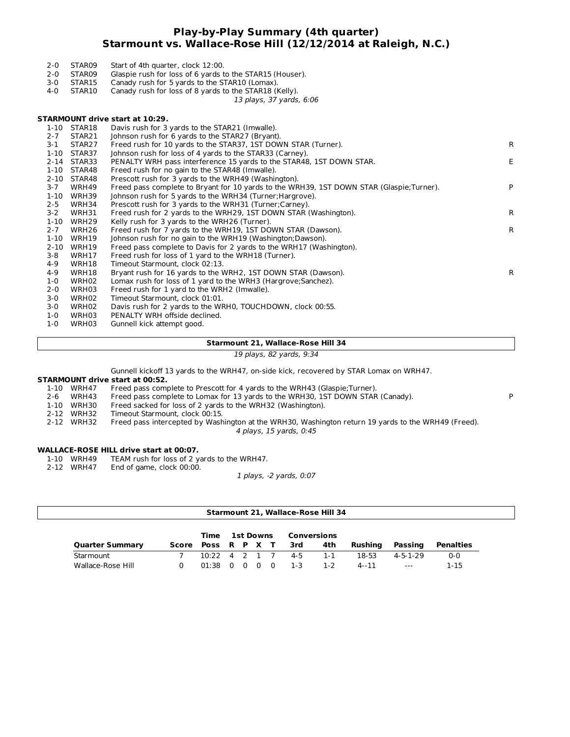# Play-by-Play Summary (4th quarter)
## Starmount vs. Wallace-Rose Hill (12/12/2014 at Raleigh, N.C.)

| | | | |
|---|---|---|---|
| 2-0 | STAR09 | Start of 4th quarter, clock 12:00. | |
| 2-0 | STAR09 | Glaspie rush for loss of 6 yards to the STAR15 (Houser). | |
| 3-0 | STAR15 | Canady rush for 5 yards to the STAR10 (Lomax). | |
| 4-0 | STAR10 | Canady rush for loss of 8 yards to the STAR18 (Kelly). | |

*13 plays, 37 yards, 6:06*

**STARMOUNT drive start at 10:29.**

| | | | |
|---|---|---|---|
| 1-10 | STAR18 | Davis rush for 3 yards to the STAR21 (Imwalle). | |
| 2-7 | STAR21 | Johnson rush for 6 yards to the STAR27 (Bryant). | |
| 3-1 | STAR27 | Freed rush for 10 yards to the STAR37, 1ST DOWN STAR (Turner). | R |
| 1-10 | STAR37 | Johnson rush for loss of 4 yards to the STAR33 (Carney). | |
| 2-14 | STAR33 | PENALTY WRH pass interference 15 yards to the STAR48, 1ST DOWN STAR. | E |
| 1-10 | STAR48 | Freed rush for no gain to the STAR48 (Imwalle). | |
| 2-10 | STAR48 | Prescott rush for 3 yards to the WRH49 (Washington). | |
| 3-7 | WRH49 | Freed pass complete to Bryant for 10 yards to the WRH39, 1ST DOWN STAR (Glaspie;Turner). | P |
| 1-10 | WRH39 | Johnson rush for 5 yards to the WRH34 (Turner;Hargrove). | |
| 2-5 | WRH34 | Prescott rush for 3 yards to the WRH31 (Turner;Carney). | |
| 3-2 | WRH31 | Freed rush for 2 yards to the WRH29, 1ST DOWN STAR (Washington). | R |
| 1-10 | WRH29 | Kelly rush for 3 yards to the WRH26 (Turner). | |
| 2-7 | WRH26 | Freed rush for 7 yards to the WRH19, 1ST DOWN STAR (Dawson). | R |
| 1-10 | WRH19 | Johnson rush for no gain to the WRH19 (Washington;Dawson). | |
| 2-10 | WRH19 | Freed pass complete to Davis for 2 yards to the WRH17 (Washington). | |
| 3-8 | WRH17 | Freed rush for loss of 1 yard to the WRH18 (Turner). | |
| 4-9 | WRH18 | Timeout Starmount, clock 02:13. | |
| 4-9 | WRH18 | Bryant rush for 16 yards to the WRH2, 1ST DOWN STAR (Dawson). | R |
| 1-0 | WRH02 | Lomax rush for loss of 1 yard to the WRH3 (Hargrove;Sanchez). | |
| 2-0 | WRH03 | Freed rush for 1 yard to the WRH2 (Imwalle). | |
| 3-0 | WRH02 | Timeout Starmount, clock 01:01. | |
| 3-0 | WRH02 | Davis rush for 2 yards to the WRH0, TOUCHDOWN, clock 00:55. | |
| 1-0 | WRH03 | PENALTY WRH offside declined. | |
| 1-0 | WRH03 | Gunnell kick attempt good. | |

**Starmount 21, Wallace-Rose Hill 34**

*19 plays, 82 yards, 9:34*

Gunnell kickoff 13 yards to the WRH47, on-side kick, recovered by STAR Lomax on WRH47.

**STARMOUNT drive start at 00:52.**

| | | | |
|---|---|---|---|
| 1-10 | WRH47 | Freed pass complete to Prescott for 4 yards to the WRH43 (Glaspie;Turner). | |
| 2-6 | WRH43 | Freed pass complete to Lomax for 13 yards to the WRH30, 1ST DOWN STAR (Canady). | P |
| 1-10 | WRH30 | Freed sacked for loss of 2 yards to the WRH32 (Washington). | |
| 2-12 | WRH32 | Timeout Starmount, clock 00:15. | |
| 2-12 | WRH32 | Freed pass intercepted by Washington at the WRH30, Washington return 19 yards to the WRH49 (Freed). | |

*4 plays, 15 yards, 0:45*

**WALLACE-ROSE HILL drive start at 00:07.**

| | | | |
|---|---|---|---|
| 1-10 | WRH49 | TEAM rush for loss of 2 yards to the WRH47. | |
| 2-12 | WRH47 | End of game, clock 00:00. | |

*1 plays, -2 yards, 0:07*

**Starmount 21, Wallace-Rose Hill 34**

| Quarter Summary | Score | Time Poss | 1st Downs R | P | X | T | Conversions 3rd | 4th | Rushing | Passing | Penalties |
|---|---|---|---|---|---|---|---|---|---|---|---|
| Starmount | 7 | 10:22 | 4 | 2 | 1 | 7 | 4-5 | 1-1 | 18-53 | 4-5-1-29 | 0-0 |
| Wallace-Rose Hill | 0 | 01:38 | 0 | 0 | 0 | 0 | 1-3 | 1-2 | 4--11 | --- | 1-15 |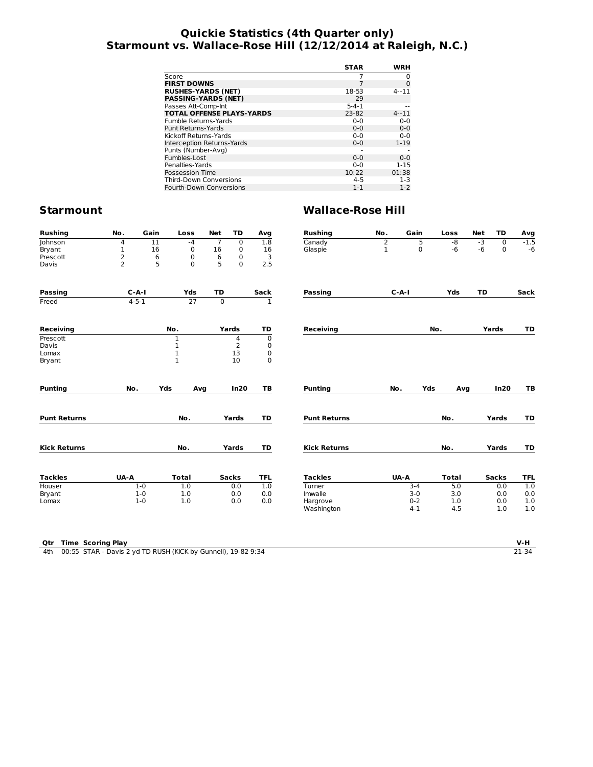# Quickie Statistics (4th Quarter only)
# Starmount vs. Wallace-Rose Hill (12/12/2014 at Raleigh, N.C.)

| | STAR | WRH |
|---|---|---|
| Score | 7 | 0 |
| **FIRST DOWNS** | 7 | 0 |
| **RUSHES-YARDS (NET)** | 18-53 | 4--11 |
| **PASSING-YARDS (NET)** | 29 | |
| Passes Att-Comp-Int | 5-4-1 | -- |
| **TOTAL OFFENSE PLAYS-YARDS** | 23-82 | 4--11 |
| Fumble Returns-Yards | 0-0 | 0-0 |
| Punt Returns-Yards | 0-0 | 0-0 |
| Kickoff Returns-Yards | 0-0 | 0-0 |
| Interception Returns-Yards | 0-0 | 1-19 |
| Punts (Number-Avg) | - | - |
| Fumbles-Lost | 0-0 | 0-0 |
| Penalties-Yards | 0-0 | 1-15 |
| Possession Time | 10:22 | 01:38 |
| Third-Down Conversions | 4-5 | 1-3 |
| Fourth-Down Conversions | 1-1 | 1-2 |

## Starmount

| Rushing | No. | Gain | Loss | Net | TD | Avg |
|---|---|---|---|---|---|---|
| Johnson | 4 | 11 | -4 | 7 | 0 | 1.8 |
| Bryant | 1 | 16 | 0 | 16 | 0 | 16 |
| Prescott | 2 | 6 | 0 | 6 | 0 | 3 |
| Davis | 2 | 5 | 0 | 5 | 0 | 2.5 |

| Passing | C-A-I | Yds | TD | Sack |
|---|---|---|---|---|
| Freed | 4-5-1 | 27 | 0 | 1 |

| Receiving | No. | Yards | TD |
|---|---|---|---|
| Prescott | 1 | 4 | 0 |
| Davis | 1 | 2 | 0 |
| Lomax | 1 | 13 | 0 |
| Bryant | 1 | 10 | 0 |

| Punting | No. | Yds | Avg | In20 | TB |
|---|---|---|---|---|---|

| Punt Returns | No. | Yards | TD |
|---|---|---|---|

| Kick Returns | No. | Yards | TD |
|---|---|---|---|

| Tackles | UA-A | Total | Sacks | TFL |
|---|---|---|---|---|
| Houser | 1-0 | 1.0 | 0.0 | 1.0 |
| Bryant | 1-0 | 1.0 | 0.0 | 0.0 |
| Lomax | 1-0 | 1.0 | 0.0 | 0.0 |

## Wallace-Rose Hill

| Rushing | No. | Gain | Loss | Net | TD | Avg |
|---|---|---|---|---|---|---|
| Canady | 2 | 5 | -8 | -3 | 0 | -1.5 |
| Glaspie | 1 | 0 | -6 | -6 | 0 | -6 |

| Passing | C-A-I | Yds | TD | Sack |
|---|---|---|---|---|

| Receiving | No. | Yards | TD |
|---|---|---|---|

| Punting | No. | Yds | Avg | In20 | TB |
|---|---|---|---|---|---|

| Punt Returns | No. | Yards | TD |
|---|---|---|---|

| Kick Returns | No. | Yards | TD |
|---|---|---|---|

| Tackles | UA-A | Total | Sacks | TFL |
|---|---|---|---|---|
| Turner | 3-4 | 5.0 | 0.0 | 1.0 |
| Imwalle | 3-0 | 3.0 | 0.0 | 0.0 |
| Hargrove | 0-2 | 1.0 | 0.0 | 1.0 |
| Washington | 4-1 | 4.5 | 1.0 | 1.0 |

| Qtr | Time | Scoring Play | V-H |
|---|---|---|---|
| 4th | 00:55 | STAR - Davis 2 yd TD RUSH (KICK by Gunnell), 19-82 9:34 | 21-34 |